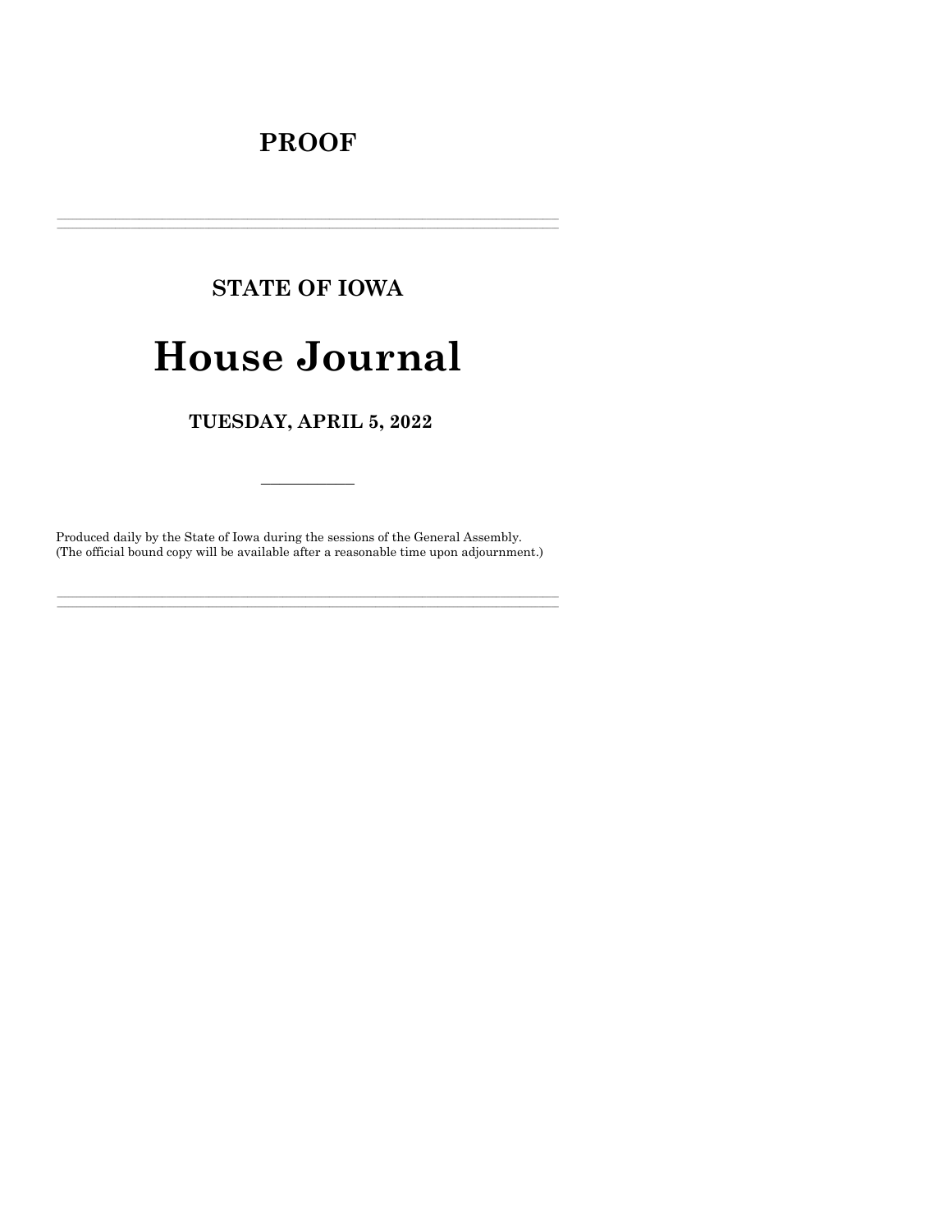# PROOF

---

## STATE OF IOWA

# House Journal

## TUESDAY, APRIL 5, 2022

---

Produced daily by the State of Iowa during the sessions of the General Assembly.
(The official bound copy will be available after a reasonable time upon adjournment.)

---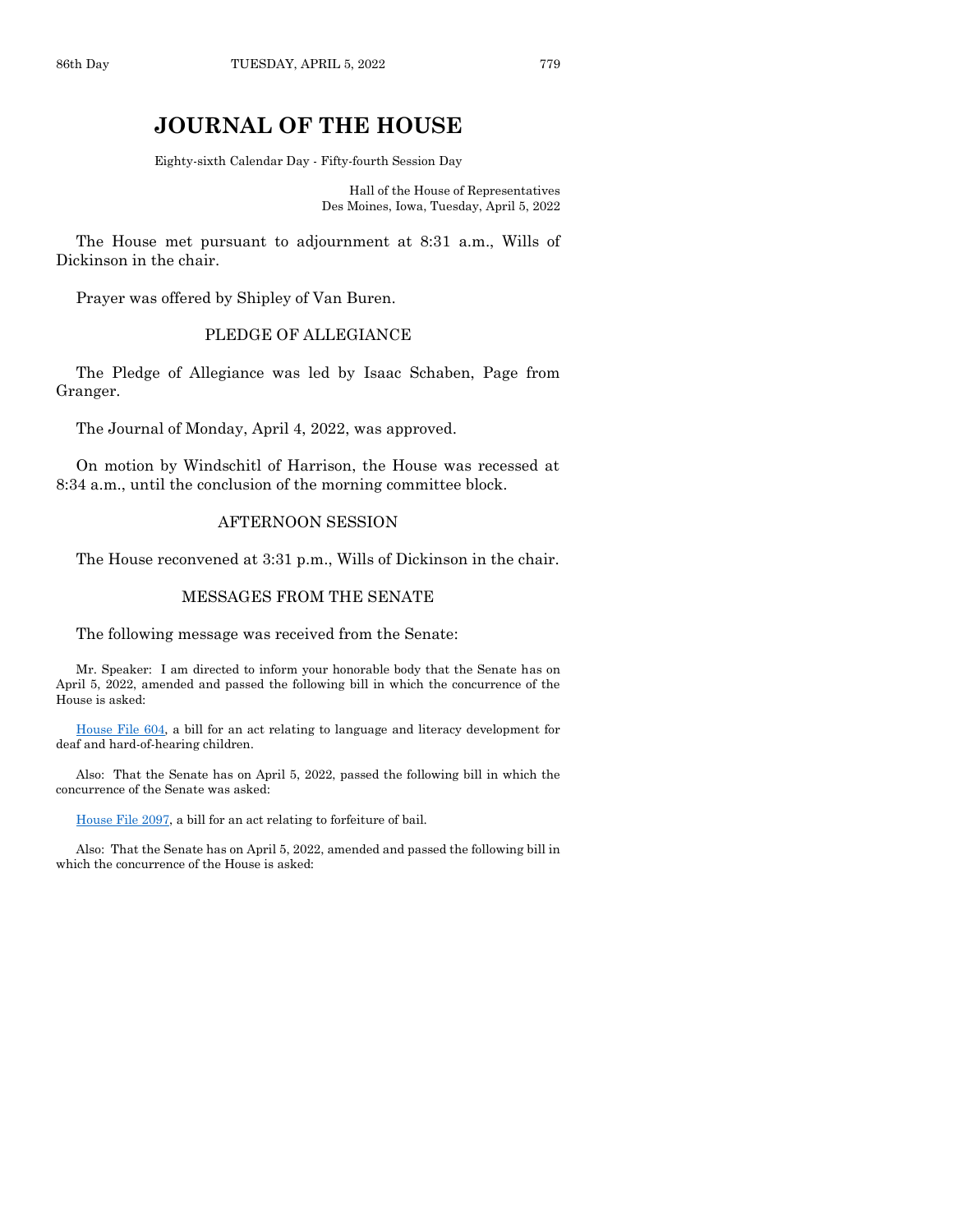# JOURNAL OF THE HOUSE

Eighty-sixth Calendar Day - Fifty-fourth Session Day

Hall of the House of Representatives
Des Moines, Iowa, Tuesday, April 5, 2022

The House met pursuant to adjournment at 8:31 a.m., Wills of Dickinson in the chair.

Prayer was offered by Shipley of Van Buren.

## PLEDGE OF ALLEGIANCE

The Pledge of Allegiance was led by Isaac Schaben, Page from Granger.

The Journal of Monday, April 4, 2022, was approved.

On motion by Windschitl of Harrison, the House was recessed at 8:34 a.m., until the conclusion of the morning committee block.

## AFTERNOON SESSION

The House reconvened at 3:31 p.m., Wills of Dickinson in the chair.

## MESSAGES FROM THE SENATE

The following message was received from the Senate:

Mr. Speaker: I am directed to inform your honorable body that the Senate has on April 5, 2022, amended and passed the following bill in which the concurrence of the House is asked:

House File 604, a bill for an act relating to language and literacy development for deaf and hard-of-hearing children.

Also: That the Senate has on April 5, 2022, passed the following bill in which the concurrence of the Senate was asked:

House File 2097, a bill for an act relating to forfeiture of bail.

Also: That the Senate has on April 5, 2022, amended and passed the following bill in which the concurrence of the House is asked: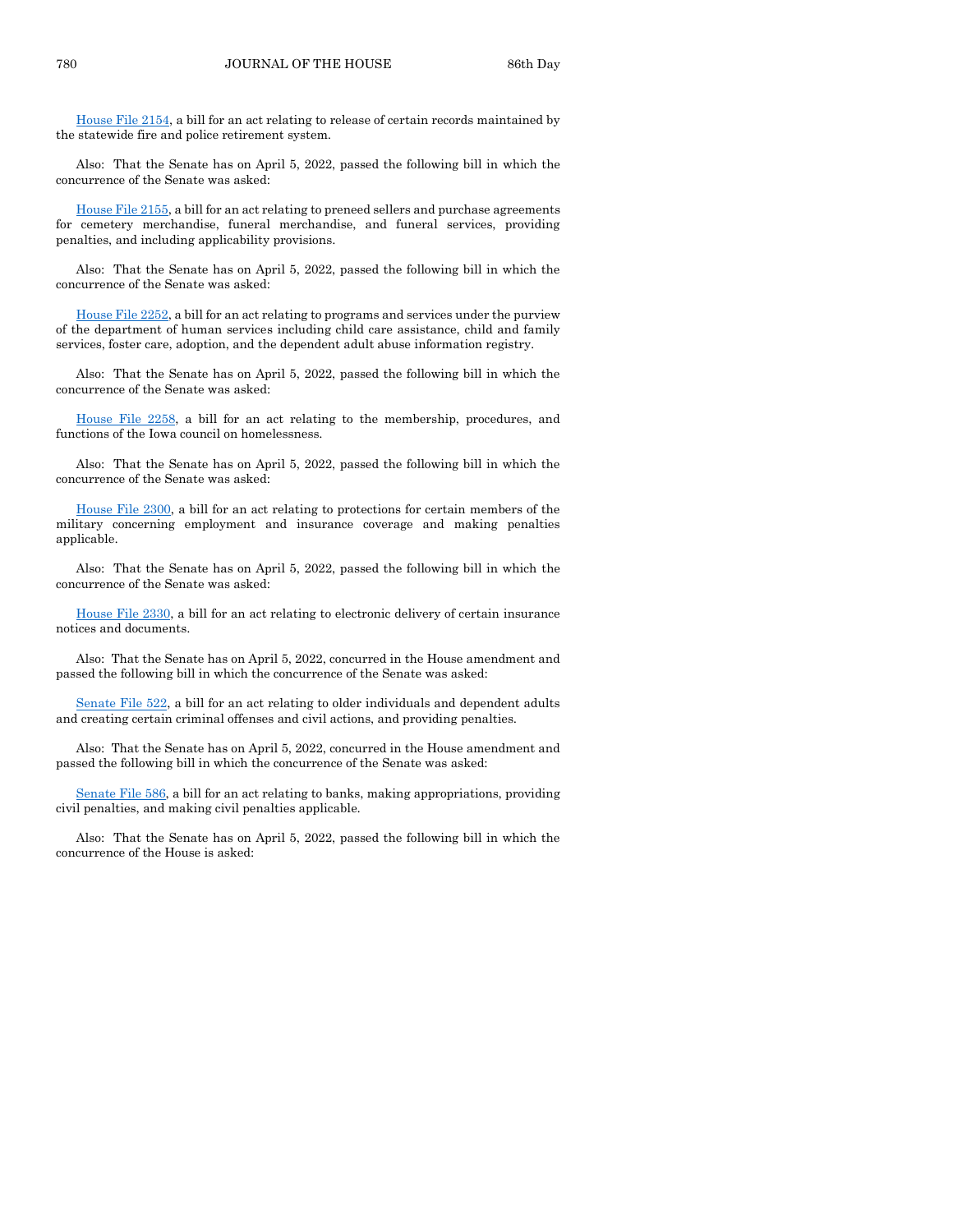House File 2154, a bill for an act relating to release of certain records maintained by the statewide fire and police retirement system.

Also: That the Senate has on April 5, 2022, passed the following bill in which the concurrence of the Senate was asked:

House File 2155, a bill for an act relating to preneed sellers and purchase agreements for cemetery merchandise, funeral merchandise, and funeral services, providing penalties, and including applicability provisions.

Also: That the Senate has on April 5, 2022, passed the following bill in which the concurrence of the Senate was asked:

House File 2252, a bill for an act relating to programs and services under the purview of the department of human services including child care assistance, child and family services, foster care, adoption, and the dependent adult abuse information registry.

Also: That the Senate has on April 5, 2022, passed the following bill in which the concurrence of the Senate was asked:

House File 2258, a bill for an act relating to the membership, procedures, and functions of the Iowa council on homelessness.

Also: That the Senate has on April 5, 2022, passed the following bill in which the concurrence of the Senate was asked:

House File 2300, a bill for an act relating to protections for certain members of the military concerning employment and insurance coverage and making penalties applicable.

Also: That the Senate has on April 5, 2022, passed the following bill in which the concurrence of the Senate was asked:

House File 2330, a bill for an act relating to electronic delivery of certain insurance notices and documents.

Also: That the Senate has on April 5, 2022, concurred in the House amendment and passed the following bill in which the concurrence of the Senate was asked:

Senate File 522, a bill for an act relating to older individuals and dependent adults and creating certain criminal offenses and civil actions, and providing penalties.

Also: That the Senate has on April 5, 2022, concurred in the House amendment and passed the following bill in which the concurrence of the Senate was asked:

Senate File 586, a bill for an act relating to banks, making appropriations, providing civil penalties, and making civil penalties applicable.

Also: That the Senate has on April 5, 2022, passed the following bill in which the concurrence of the House is asked: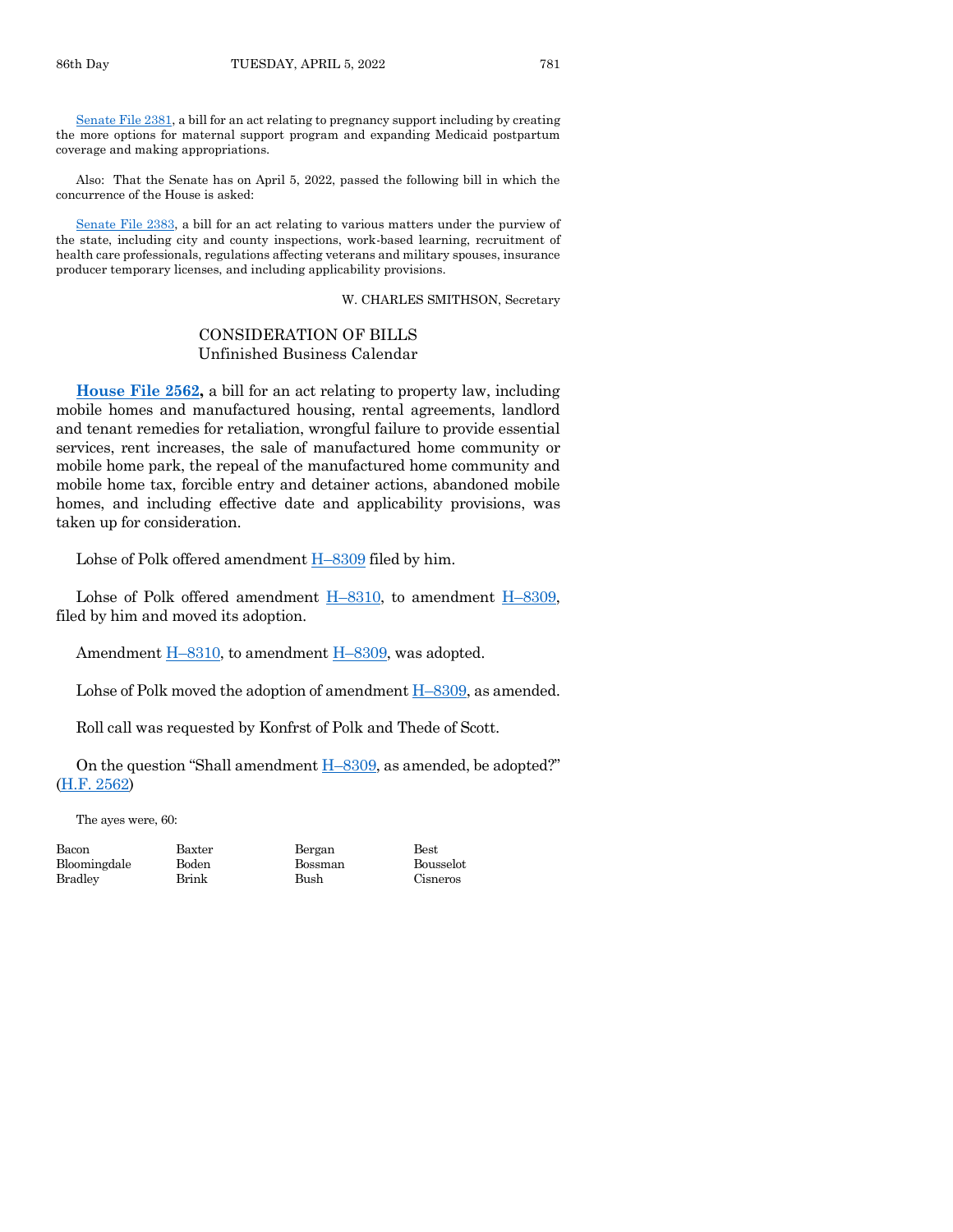Senate File 2381, a bill for an act relating to pregnancy support including by creating the more options for maternal support program and expanding Medicaid postpartum coverage and making appropriations.

Also: That the Senate has on April 5, 2022, passed the following bill in which the concurrence of the House is asked:

Senate File 2383, a bill for an act relating to various matters under the purview of the state, including city and county inspections, work-based learning, recruitment of health care professionals, regulations affecting veterans and military spouses, insurance producer temporary licenses, and including applicability provisions.

W. CHARLES SMITHSON, Secretary

## CONSIDERATION OF BILLS
### Unfinished Business Calendar

**House File 2562,** a bill for an act relating to property law, including mobile homes and manufactured housing, rental agreements, landlord and tenant remedies for retaliation, wrongful failure to provide essential services, rent increases, the sale of manufactured home community or mobile home park, the repeal of the manufactured home community and mobile home tax, forcible entry and detainer actions, abandoned mobile homes, and including effective date and applicability provisions, was taken up for consideration.

Lohse of Polk offered amendment H–8309 filed by him.

Lohse of Polk offered amendment H–8310, to amendment H–8309, filed by him and moved its adoption.

Amendment H–8310, to amendment H–8309, was adopted.

Lohse of Polk moved the adoption of amendment H–8309, as amended.

Roll call was requested by Konfrst of Polk and Thede of Scott.

On the question "Shall amendment H–8309, as amended, be adopted?" (H.F. 2562)

The ayes were, 60:

| | | | |
|---|---|---|---|
| Bacon | Baxter | Bergan | Best |
| Bloomingdale | Boden | Bossman | Bousselot |
| Bradley | Brink | Bush | Cisneros |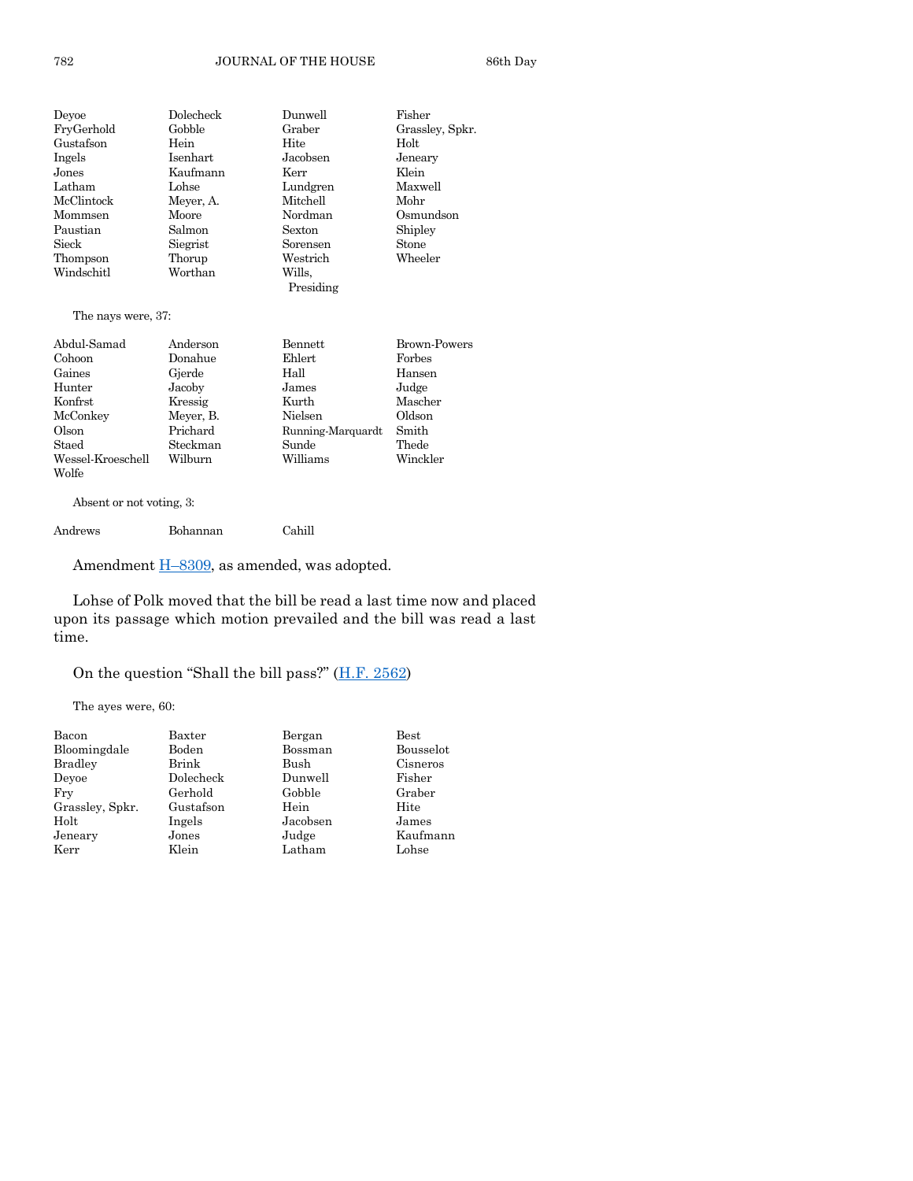| | | | |
|---|---|---|---|
| Deyoe | Dolecheck | Dunwell | Fisher |
| FryGerhold | Gobble | Graber | Grassley, Spkr. |
| Gustafson | Hein | Hite | Holt |
| Ingels | Isenhart | Jacobsen | Jeneary |
| Jones | Kaufmann | Kerr | Klein |
| Latham | Lohse | Lundgren | Maxwell |
| McClintock | Meyer, A. | Mitchell | Mohr |
| Mommsen | Moore | Nordman | Osmundson |
| Paustian | Salmon | Sexton | Shipley |
| Sieck | Siegrist | Sorensen | Stone |
| Thompson | Thorup | Westrich | Wheeler |
| Windschitl | Worthan | Wills, Presiding | |

The nays were, 37:

| | | | |
|---|---|---|---|
| Abdul-Samad | Anderson | Bennett | Brown-Powers |
| Cohoon | Donahue | Ehlert | Forbes |
| Gaines | Gjerde | Hall | Hansen |
| Hunter | Jacoby | James | Judge |
| Konfrst | Kressig | Kurth | Mascher |
| McConkey | Meyer, B. | Nielsen | Oldson |
| Olson | Prichard | Running-Marquardt | Smith |
| Staed | Steckman | Sunde | Thede |
| Wessel-Kroeschell | Wilburn | Williams | Winckler |
| Wolfe | | | |

Absent or not voting, 3:

| | | |
|---|---|---|
| Andrews | Bohannan | Cahill |

Amendment H–8309, as amended, was adopted.

Lohse of Polk moved that the bill be read a last time now and placed upon its passage which motion prevailed and the bill was read a last time.

On the question "Shall the bill pass?" (H.F. 2562)

The ayes were, 60:

| | | | |
|---|---|---|---|
| Bacon | Baxter | Bergan | Best |
| Bloomingdale | Boden | Bossman | Bousselot |
| Bradley | Brink | Bush | Cisneros |
| Deyoe | Dolecheck | Dunwell | Fisher |
| Fry | Gerhold | Gobble | Graber |
| Grassley, Spkr. | Gustafson | Hein | Hite |
| Holt | Ingels | Jacobsen | James |
| Jeneary | Jones | Judge | Kaufmann |
| Kerr | Klein | Latham | Lohse |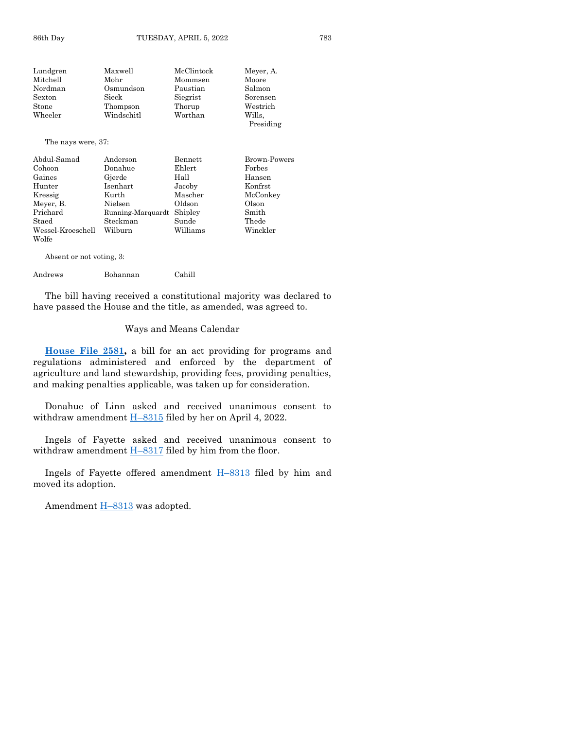| | | | |
|---|---|---|---|
| Lundgren | Maxwell | McClintock | Meyer, A. |
| Mitchell | Mohr | Mommsen | Moore |
| Nordman | Osmundson | Paustian | Salmon |
| Sexton | Sieck | Siegrist | Sorensen |
| Stone | Thompson | Thorup | Westrich |
| Wheeler | Windschitl | Worthan | Wills, Presiding |

The nays were, 37:

| | | | |
|---|---|---|---|
| Abdul-Samad | Anderson | Bennett | Brown-Powers |
| Cohoon | Donahue | Ehlert | Forbes |
| Gaines | Gjerde | Hall | Hansen |
| Hunter | Isenhart | Jacoby | Konfrst |
| Kressig | Kurth | Mascher | McConkey |
| Meyer, B. | Nielsen | Oldson | Olson |
| Prichard | Running-Marquardt | Shipley | Smith |
| Staed | Steckman | Sunde | Thede |
| Wessel-Kroeschell | Wilburn | Williams | Winckler |
| Wolfe | | | |

Absent or not voting, 3:

| | | |
|---|---|---|
| Andrews | Bohannan | Cahill |

The bill having received a constitutional majority was declared to have passed the House and the title, as amended, was agreed to.

## Ways and Means Calendar

**House File 2581,** a bill for an act providing for programs and regulations administered and enforced by the department of agriculture and land stewardship, providing fees, providing penalties, and making penalties applicable, was taken up for consideration.

Donahue of Linn asked and received unanimous consent to withdraw amendment H–8315 filed by her on April 4, 2022.

Ingels of Fayette asked and received unanimous consent to withdraw amendment H–8317 filed by him from the floor.

Ingels of Fayette offered amendment H–8313 filed by him and moved its adoption.

Amendment H–8313 was adopted.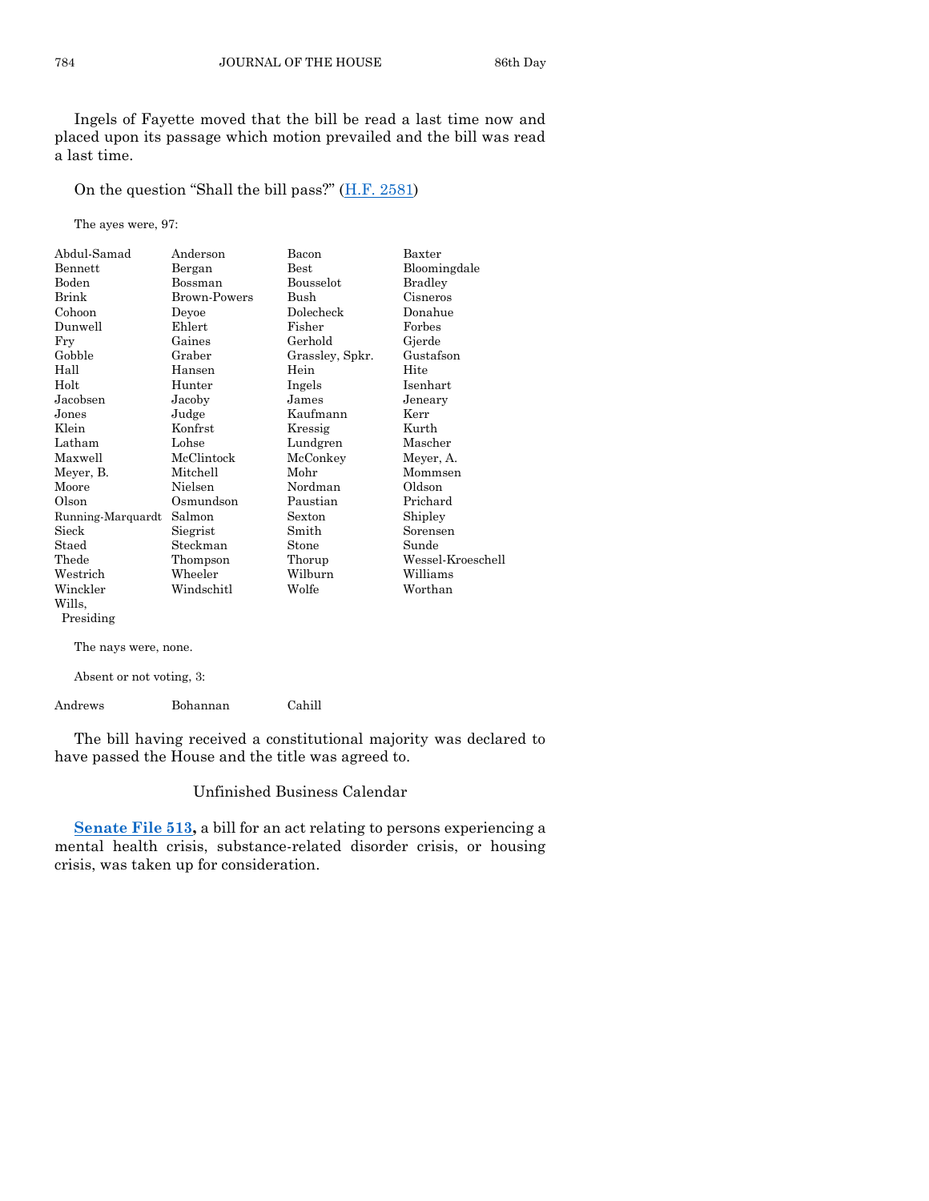Ingels of Fayette moved that the bill be read a last time now and placed upon its passage which motion prevailed and the bill was read a last time.

On the question "Shall the bill pass?" (H.F. 2581)

The ayes were, 97:

| | | | |
|---|---|---|---|
| Abdul-Samad | Anderson | Bacon | Baxter |
| Bennett | Bergan | Best | Bloomingdale |
| Boden | Bossman | Bousselot | Bradley |
| Brink | Brown-Powers | Bush | Cisneros |
| Cohoon | Deyoe | Dolecheck | Donahue |
| Dunwell | Ehlert | Fisher | Forbes |
| Fry | Gaines | Gerhold | Gjerde |
| Gobble | Graber | Grassley, Spkr. | Gustafson |
| Hall | Hansen | Hein | Hite |
| Holt | Hunter | Ingels | Isenhart |
| Jacobsen | Jacoby | James | Jeneary |
| Jones | Judge | Kaufmann | Kerr |
| Klein | Konfrst | Kressig | Kurth |
| Latham | Lohse | Lundgren | Mascher |
| Maxwell | McClintock | McConkey | Meyer, A. |
| Meyer, B. | Mitchell | Mohr | Mommsen |
| Moore | Nielsen | Nordman | Oldson |
| Olson | Osmundson | Paustian | Prichard |
| Running-Marquardt | Salmon | Sexton | Shipley |
| Sieck | Siegrist | Smith | Sorensen |
| Staed | Steckman | Stone | Sunde |
| Thede | Thompson | Thorup | Wessel-Kroeschell |
| Westrich | Wheeler | Wilburn | Williams |
| Winckler | Windschitl | Wolfe | Worthan |
| Wills, Presiding | | | |

The nays were, none.

Absent or not voting, 3:

| | | |
|---|---|---|
| Andrews | Bohannan | Cahill |

The bill having received a constitutional majority was declared to have passed the House and the title was agreed to.

## Unfinished Business Calendar

**Senate File 513,** a bill for an act relating to persons experiencing a mental health crisis, substance-related disorder crisis, or housing crisis, was taken up for consideration.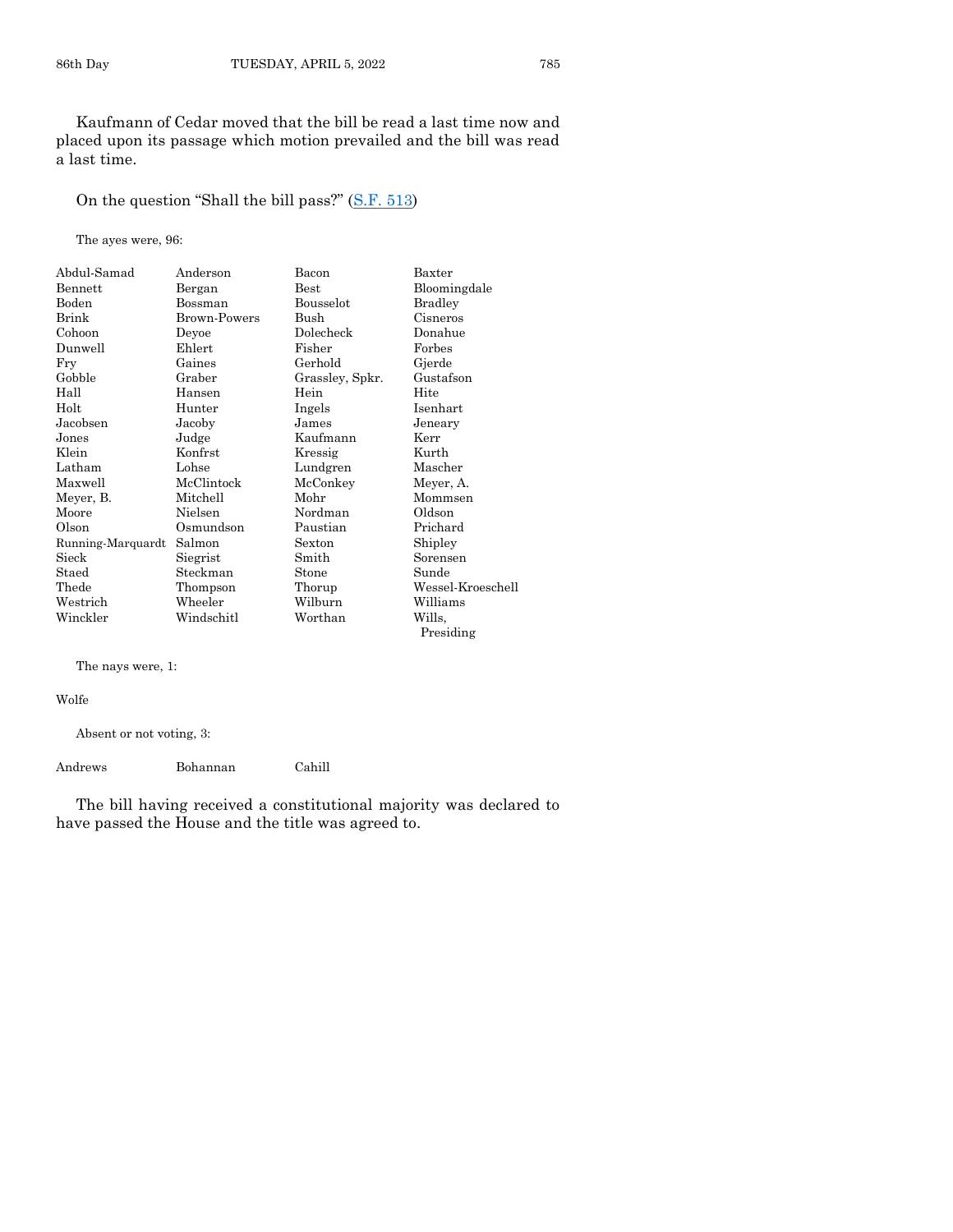Kaufmann of Cedar moved that the bill be read a last time now and placed upon its passage which motion prevailed and the bill was read a last time.

On the question "Shall the bill pass?" (S.F. 513)

The ayes were, 96:

| | | | |
|---|---|---|---|
| Abdul-Samad | Anderson | Bacon | Baxter |
| Bennett | Bergan | Best | Bloomingdale |
| Boden | Bossman | Bousselot | Bradley |
| Brink | Brown-Powers | Bush | Cisneros |
| Cohoon | Deyoe | Dolecheck | Donahue |
| Dunwell | Ehlert | Fisher | Forbes |
| Fry | Gaines | Gerhold | Gjerde |
| Gobble | Graber | Grassley, Spkr. | Gustafson |
| Hall | Hansen | Hein | Hite |
| Holt | Hunter | Ingels | Isenhart |
| Jacobsen | Jacoby | James | Jeneary |
| Jones | Judge | Kaufmann | Kerr |
| Klein | Konfrst | Kressig | Kurth |
| Latham | Lohse | Lundgren | Mascher |
| Maxwell | McClintock | McConkey | Meyer, A. |
| Meyer, B. | Mitchell | Mohr | Mommsen |
| Moore | Nielsen | Nordman | Oldson |
| Olson | Osmundson | Paustian | Prichard |
| Running-Marquardt | Salmon | Sexton | Shipley |
| Sieck | Siegrist | Smith | Sorensen |
| Staed | Steckman | Stone | Sunde |
| Thede | Thompson | Thorup | Wessel-Kroeschell |
| Westrich | Wheeler | Wilburn | Williams |
| Winckler | Windschitl | Worthan | Wills, Presiding |

The nays were, 1:

Wolfe

Absent or not voting, 3:

| | | |
|---|---|---|
| Andrews | Bohannan | Cahill |

The bill having received a constitutional majority was declared to have passed the House and the title was agreed to.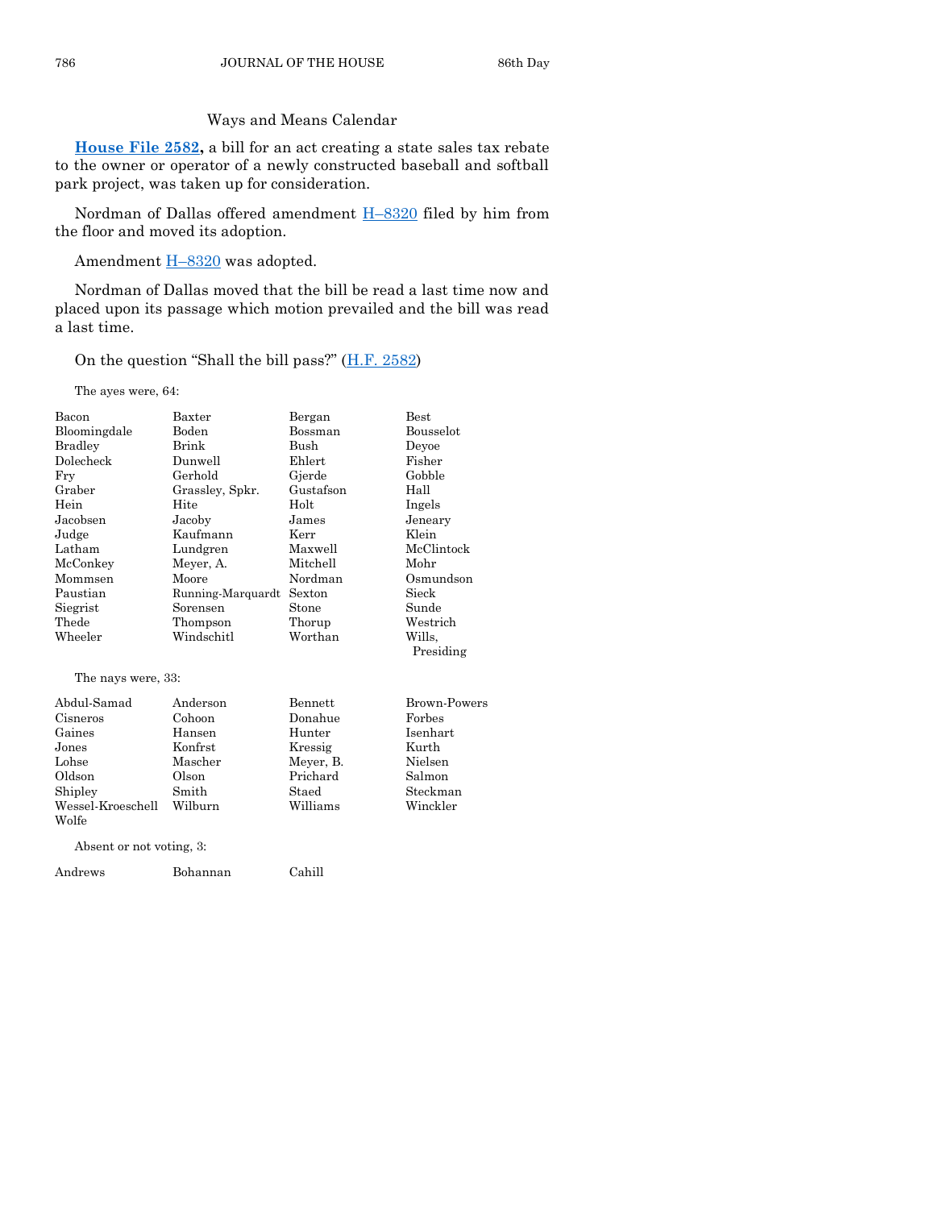## Ways and Means Calendar

**House File 2582,** a bill for an act creating a state sales tax rebate to the owner or operator of a newly constructed baseball and softball park project, was taken up for consideration.

Nordman of Dallas offered amendment H–8320 filed by him from the floor and moved its adoption.

Amendment H–8320 was adopted.

Nordman of Dallas moved that the bill be read a last time now and placed upon its passage which motion prevailed and the bill was read a last time.

On the question "Shall the bill pass?" (H.F. 2582)

The ayes were, 64:

| | | | |
|---|---|---|---|
| Bacon | Baxter | Bergan | Best |
| Bloomingdale | Boden | Bossman | Bousselot |
| Bradley | Brink | Bush | Deyoe |
| Dolecheck | Dunwell | Ehlert | Fisher |
| Fry | Gerhold | Gjerde | Gobble |
| Graber | Grassley, Spkr. | Gustafson | Hall |
| Hein | Hite | Holt | Ingels |
| Jacobsen | Jacoby | James | Jeneary |
| Judge | Kaufmann | Kerr | Klein |
| Latham | Lundgren | Maxwell | McClintock |
| McConkey | Meyer, A. | Mitchell | Mohr |
| Mommsen | Moore | Nordman | Osmundson |
| Paustian | Running-Marquardt | Sexton | Sieck |
| Siegrist | Sorensen | Stone | Sunde |
| Thede | Thompson | Thorup | Westrich |
| Wheeler | Windschitl | Worthan | Wills, Presiding |

The nays were, 33:

| | | | |
|---|---|---|---|
| Abdul-Samad | Anderson | Bennett | Brown-Powers |
| Cisneros | Cohoon | Donahue | Forbes |
| Gaines | Hansen | Hunter | Isenhart |
| Jones | Konfrst | Kressig | Kurth |
| Lohse | Mascher | Meyer, B. | Nielsen |
| Oldson | Olson | Prichard | Salmon |
| Shipley | Smith | Staed | Steckman |
| Wessel-Kroeschell | Wilburn | Williams | Winckler |
| Wolfe | | | |

Absent or not voting, 3:

| | | |
|---|---|---|
| Andrews | Bohannan | Cahill |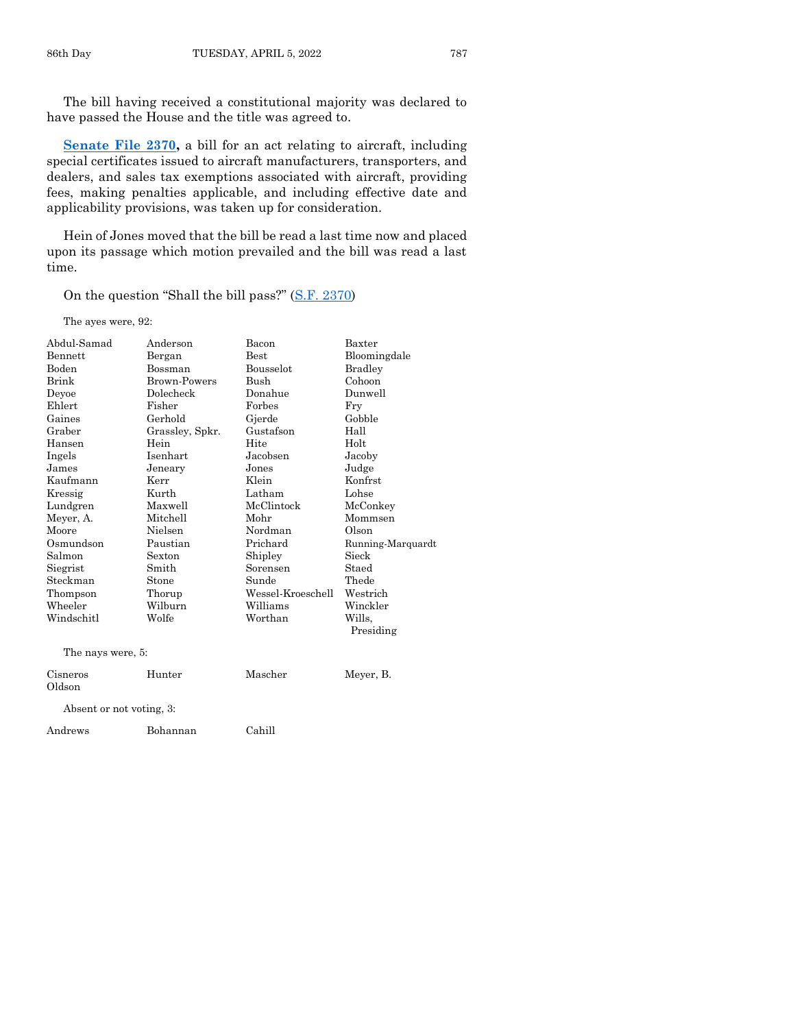The bill having received a constitutional majority was declared to have passed the House and the title was agreed to.

**Senate File 2370,** a bill for an act relating to aircraft, including special certificates issued to aircraft manufacturers, transporters, and dealers, and sales tax exemptions associated with aircraft, providing fees, making penalties applicable, and including effective date and applicability provisions, was taken up for consideration.

Hein of Jones moved that the bill be read a last time now and placed upon its passage which motion prevailed and the bill was read a last time.

On the question "Shall the bill pass?" (S.F. 2370)

The ayes were, 92:

| | | | |
|---|---|---|---|
| Abdul-Samad | Anderson | Bacon | Baxter |
| Bennett | Bergan | Best | Bloomingdale |
| Boden | Bossman | Bousselot | Bradley |
| Brink | Brown-Powers | Bush | Cohoon |
| Deyoe | Dolecheck | Donahue | Dunwell |
| Ehlert | Fisher | Forbes | Fry |
| Gaines | Gerhold | Gjerde | Gobble |
| Graber | Grassley, Spkr. | Gustafson | Hall |
| Hansen | Hein | Hite | Holt |
| Ingels | Isenhart | Jacobsen | Jacoby |
| James | Jeneary | Jones | Judge |
| Kaufmann | Kerr | Klein | Konfrst |
| Kressig | Kurth | Latham | Lohse |
| Lundgren | Maxwell | McClintock | McConkey |
| Meyer, A. | Mitchell | Mohr | Mommsen |
| Moore | Nielsen | Nordman | Olson |
| Osmundson | Paustian | Prichard | Running-Marquardt |
| Salmon | Sexton | Shipley | Sieck |
| Siegrist | Smith | Sorensen | Staed |
| Steckman | Stone | Sunde | Thede |
| Thompson | Thorup | Wessel-Kroeschell | Westrich |
| Wheeler | Wilburn | Williams | Winckler |
| Windschitl | Wolfe | Worthan | Wills, Presiding |

The nays were, 5:

| | | | |
|---|---|---|---|
| Cisneros | Hunter | Mascher | Meyer, B. |
| Oldson | | | |

Absent or not voting, 3:

| | | |
|---|---|---|
| Andrews | Bohannan | Cahill |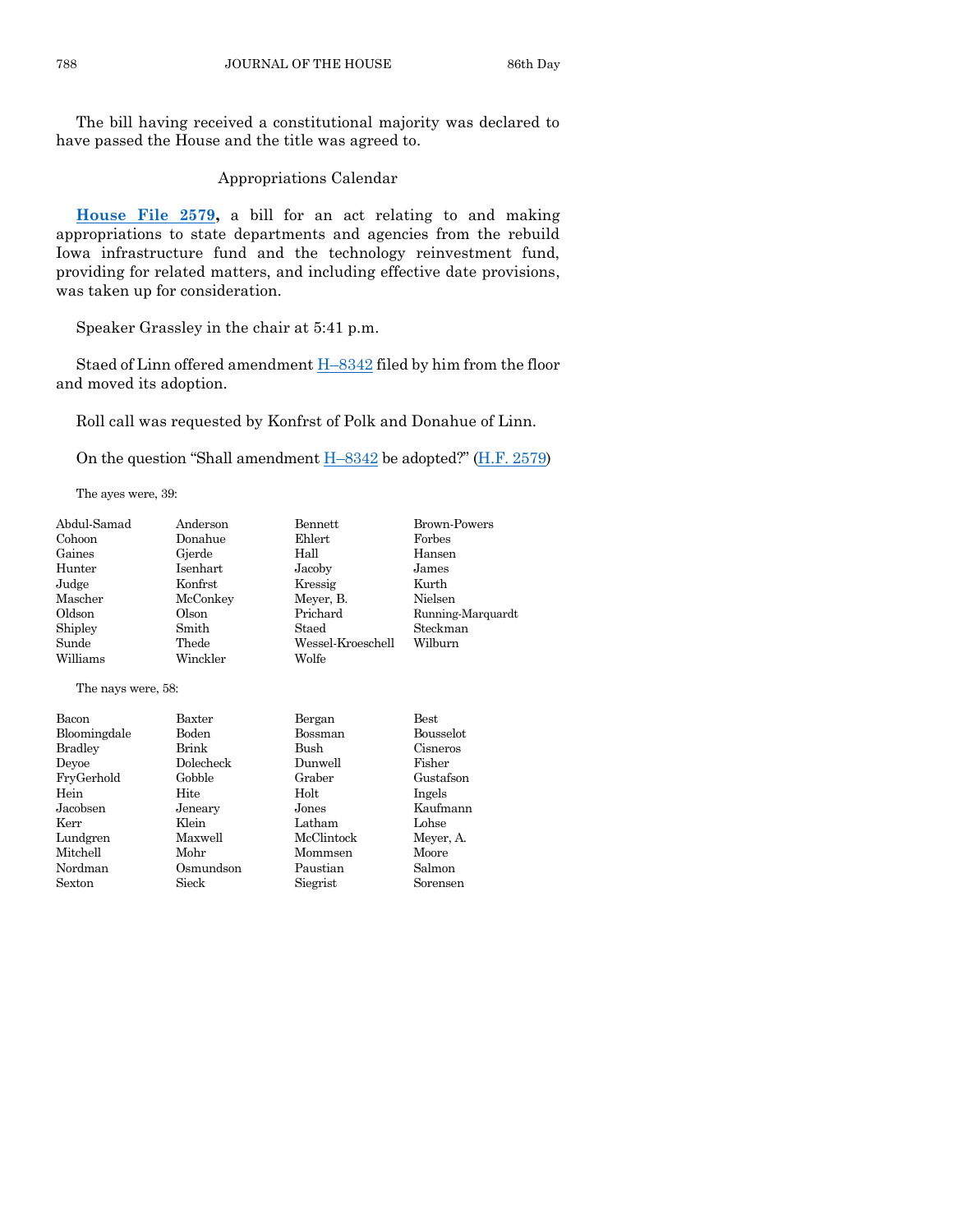The bill having received a constitutional majority was declared to have passed the House and the title was agreed to.

Appropriations Calendar

**House File 2579**, a bill for an act relating to and making appropriations to state departments and agencies from the rebuild Iowa infrastructure fund and the technology reinvestment fund, providing for related matters, and including effective date provisions, was taken up for consideration.

Speaker Grassley in the chair at 5:41 p.m.

Staed of Linn offered amendment H–8342 filed by him from the floor and moved its adoption.

Roll call was requested by Konfrst of Polk and Donahue of Linn.

On the question "Shall amendment H–8342 be adopted?" (H.F. 2579)

The ayes were, 39:

| | | | |
|---|---|---|---|
| Abdul-Samad | Anderson | Bennett | Brown-Powers |
| Cohoon | Donahue | Ehlert | Forbes |
| Gaines | Gjerde | Hall | Hansen |
| Hunter | Isenhart | Jacoby | James |
| Judge | Konfrst | Kressig | Kurth |
| Mascher | McConkey | Meyer, B. | Nielsen |
| Oldson | Olson | Prichard | Running-Marquardt |
| Shipley | Smith | Staed | Steckman |
| Sunde | Thede | Wessel-Kroeschell | Wilburn |
| Williams | Winckler | Wolfe | |

The nays were, 58:

| | | | |
|---|---|---|---|
| Bacon | Baxter | Bergan | Best |
| Bloomingdale | Boden | Bossman | Bousselot |
| Bradley | Brink | Bush | Cisneros |
| Deyoe | Dolecheck | Dunwell | Fisher |
| FryGerhold | Gobble | Graber | Gustafson |
| Hein | Hite | Holt | Ingels |
| Jacobsen | Jeneary | Jones | Kaufmann |
| Kerr | Klein | Latham | Lohse |
| Lundgren | Maxwell | McClintock | Meyer, A. |
| Mitchell | Mohr | Mommsen | Moore |
| Nordman | Osmundson | Paustian | Salmon |
| Sexton | Sieck | Siegrist | Sorensen |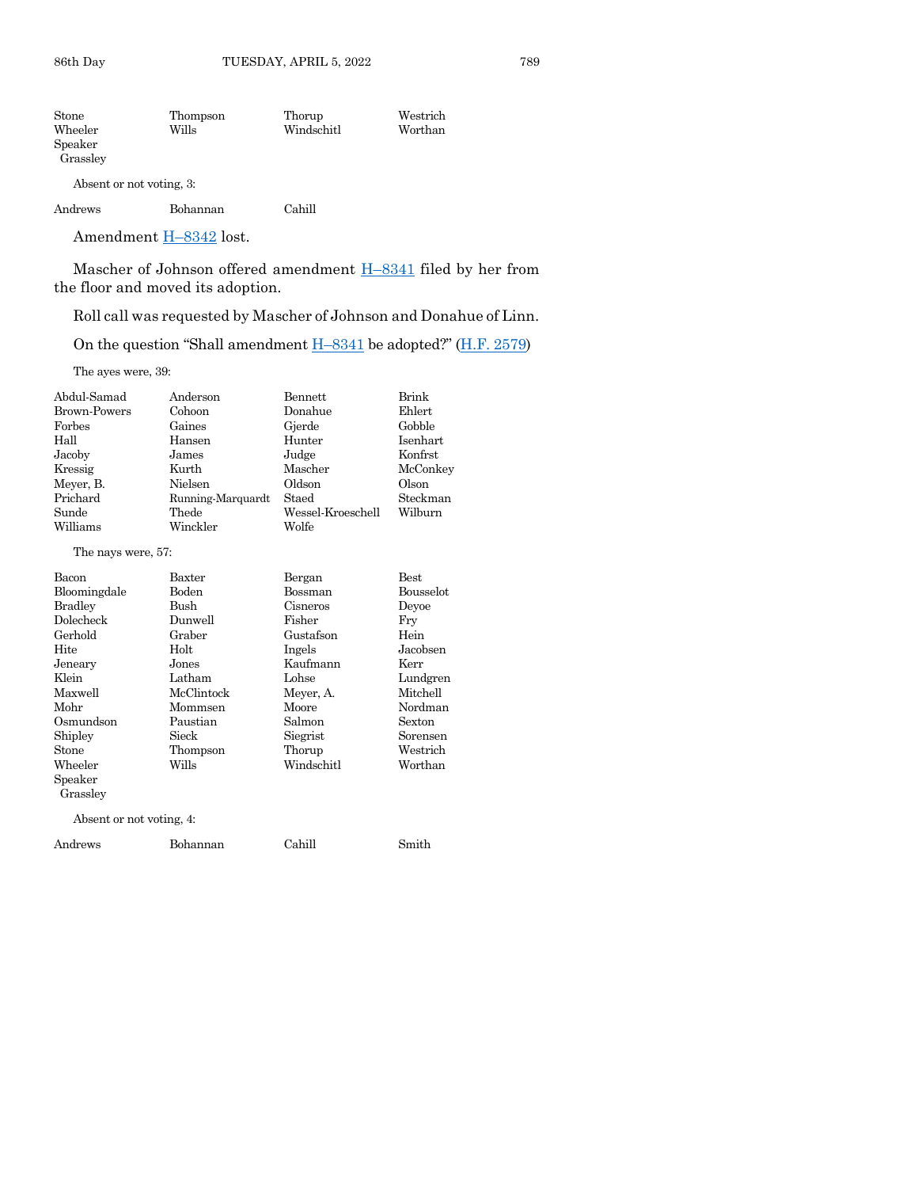| | | | |
|---|---|---|---|
| Stone | Thompson | Thorup | Westrich |
| Wheeler | Wills | Windschitl | Worthan |
| Speaker Grassley | | | |

Absent or not voting, 3:

| | | |
|---|---|---|
| Andrews | Bohannan | Cahill |

Amendment H–8342 lost.

Mascher of Johnson offered amendment H–8341 filed by her from the floor and moved its adoption.

Roll call was requested by Mascher of Johnson and Donahue of Linn.

On the question "Shall amendment H–8341 be adopted?" (H.F. 2579)

The ayes were, 39:

| | | | |
|---|---|---|---|
| Abdul-Samad | Anderson | Bennett | Brink |
| Brown-Powers | Cohoon | Donahue | Ehlert |
| Forbes | Gaines | Gjerde | Gobble |
| Hall | Hansen | Hunter | Isenhart |
| Jacoby | James | Judge | Konfrst |
| Kressig | Kurth | Mascher | McConkey |
| Meyer, B. | Nielsen | Oldson | Olson |
| Prichard | Running-Marquardt | Staed | Steckman |
| Sunde | Thede | Wessel-Kroeschell | Wilburn |
| Williams | Winckler | Wolfe | |

The nays were, 57:

| | | | |
|---|---|---|---|
| Bacon | Baxter | Bergan | Best |
| Bloomingdale | Boden | Bossman | Bousselot |
| Bradley | Bush | Cisneros | Deyoe |
| Dolecheck | Dunwell | Fisher | Fry |
| Gerhold | Graber | Gustafson | Hein |
| Hite | Holt | Ingels | Jacobsen |
| Jeneary | Jones | Kaufmann | Kerr |
| Klein | Latham | Lohse | Lundgren |
| Maxwell | McClintock | Meyer, A. | Mitchell |
| Mohr | Mommsen | Moore | Nordman |
| Osmundson | Paustian | Salmon | Sexton |
| Shipley | Sieck | Siegrist | Sorensen |
| Stone | Thompson | Thorup | Westrich |
| Wheeler | Wills | Windschitl | Worthan |
| Speaker Grassley | | | |

Absent or not voting, 4:

| | | | |
|---|---|---|---|
| Andrews | Bohannan | Cahill | Smith |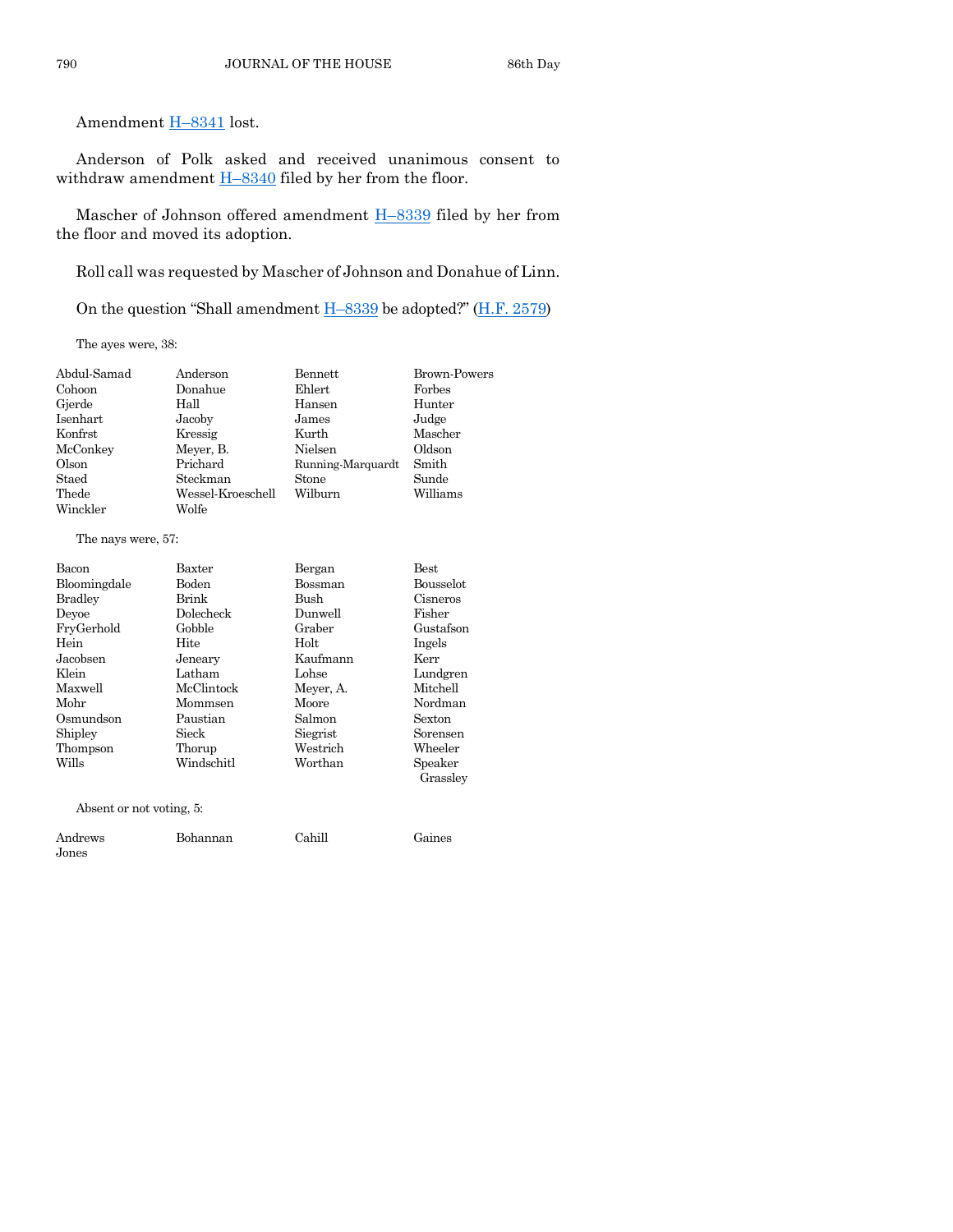Amendment H–8341 lost.

Anderson of Polk asked and received unanimous consent to withdraw amendment H–8340 filed by her from the floor.

Mascher of Johnson offered amendment H–8339 filed by her from the floor and moved its adoption.

Roll call was requested by Mascher of Johnson and Donahue of Linn.

On the question "Shall amendment H–8339 be adopted?" (H.F. 2579)

The ayes were, 38:

| | | | |
|---|---|---|---|
| Abdul-Samad | Anderson | Bennett | Brown-Powers |
| Cohoon | Donahue | Ehlert | Forbes |
| Gjerde | Hall | Hansen | Hunter |
| Isenhart | Jacoby | James | Judge |
| Konfrst | Kressig | Kurth | Mascher |
| McConkey | Meyer, B. | Nielsen | Oldson |
| Olson | Prichard | Running-Marquardt | Smith |
| Staed | Steckman | Stone | Sunde |
| Thede | Wessel-Kroeschell | Wilburn | Williams |
| Winckler | Wolfe | | |

The nays were, 57:

| | | | |
|---|---|---|---|
| Bacon | Baxter | Bergan | Best |
| Bloomingdale | Boden | Bossman | Bousselot |
| Bradley | Brink | Bush | Cisneros |
| Deyoe | Dolecheck | Dunwell | Fisher |
| FryGerhold | Gobble | Graber | Gustafson |
| Hein | Hite | Holt | Ingels |
| Jacobsen | Jeneary | Kaufmann | Kerr |
| Klein | Latham | Lohse | Lundgren |
| Maxwell | McClintock | Meyer, A. | Mitchell |
| Mohr | Mommsen | Moore | Nordman |
| Osmundson | Paustian | Salmon | Sexton |
| Shipley | Sieck | Siegrist | Sorensen |
| Thompson | Thorup | Westrich | Wheeler |
| Wills | Windschitl | Worthan | Speaker Grassley |

Absent or not voting, 5:

| | | | |
|---|---|---|---|
| Andrews | Bohannan | Cahill | Gaines |
| Jones | | | |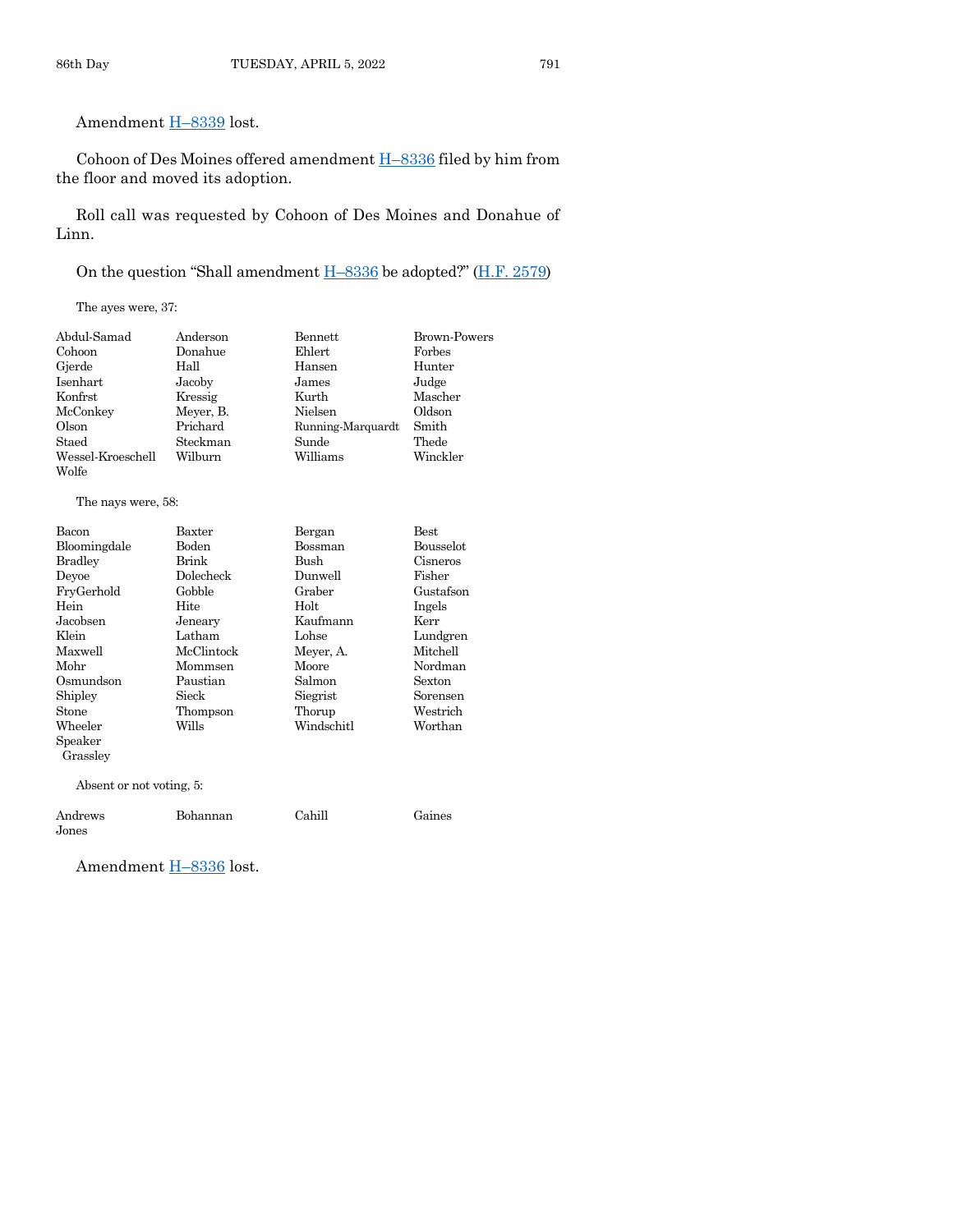Amendment H–8339 lost.

Cohoon of Des Moines offered amendment H–8336 filed by him from the floor and moved its adoption.

Roll call was requested by Cohoon of Des Moines and Donahue of Linn.

On the question "Shall amendment H–8336 be adopted?" (H.F. 2579)

The ayes were, 37:

| | | | |
|---|---|---|---|
| Abdul-Samad | Anderson | Bennett | Brown-Powers |
| Cohoon | Donahue | Ehlert | Forbes |
| Gjerde | Hall | Hansen | Hunter |
| Isenhart | Jacoby | James | Judge |
| Konfrst | Kressig | Kurth | Mascher |
| McConkey | Meyer, B. | Nielsen | Oldson |
| Olson | Prichard | Running-Marquardt | Smith |
| Staed | Steckman | Sunde | Thede |
| Wessel-Kroeschell | Wilburn | Williams | Winckler |
| Wolfe | | | |

The nays were, 58:

| | | | |
|---|---|---|---|
| Bacon | Baxter | Bergan | Best |
| Bloomingdale | Boden | Bossman | Bousselot |
| Bradley | Brink | Bush | Cisneros |
| Deyoe | Dolecheck | Dunwell | Fisher |
| FryGerhold | Gobble | Graber | Gustafson |
| Hein | Hite | Holt | Ingels |
| Jacobsen | Jeneary | Kaufmann | Kerr |
| Klein | Latham | Lohse | Lundgren |
| Maxwell | McClintock | Meyer, A. | Mitchell |
| Mohr | Mommsen | Moore | Nordman |
| Osmundson | Paustian | Salmon | Sexton |
| Shipley | Sieck | Siegrist | Sorensen |
| Stone | Thompson | Thorup | Westrich |
| Wheeler | Wills | Windschitl | Worthan |
| Speaker Grassley | | | |

Absent or not voting, 5:

| | | | |
|---|---|---|---|
| Andrews | Bohannan | Cahill | Gaines |
| Jones | | | |

Amendment H–8336 lost.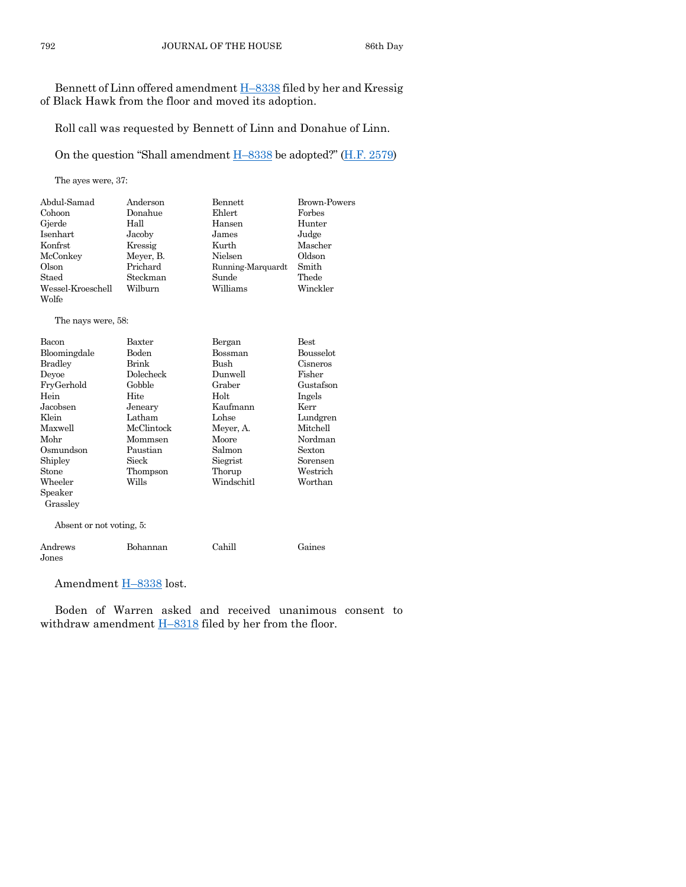Bennett of Linn offered amendment H–8338 filed by her and Kressig of Black Hawk from the floor and moved its adoption.

Roll call was requested by Bennett of Linn and Donahue of Linn.

On the question "Shall amendment H–8338 be adopted?" (H.F. 2579)

The ayes were, 37:

| | | | |
|---|---|---|---|
| Abdul-Samad | Anderson | Bennett | Brown-Powers |
| Cohoon | Donahue | Ehlert | Forbes |
| Gjerde | Hall | Hansen | Hunter |
| Isenhart | Jacoby | James | Judge |
| Konfrst | Kressig | Kurth | Mascher |
| McConkey | Meyer, B. | Nielsen | Oldson |
| Olson | Prichard | Running-Marquardt | Smith |
| Staed | Steckman | Sunde | Thede |
| Wessel-Kroeschell | Wilburn | Williams | Winckler |
| Wolfe | | | |

The nays were, 58:

| | | | |
|---|---|---|---|
| Bacon | Baxter | Bergan | Best |
| Bloomingdale | Boden | Bossman | Bousselot |
| Bradley | Brink | Bush | Cisneros |
| Deyoe | Dolecheck | Dunwell | Fisher |
| FryGerhold | Gobble | Graber | Gustafson |
| Hein | Hite | Holt | Ingels |
| Jacobsen | Jeneary | Kaufmann | Kerr |
| Klein | Latham | Lohse | Lundgren |
| Maxwell | McClintock | Meyer, A. | Mitchell |
| Mohr | Mommsen | Moore | Nordman |
| Osmundson | Paustian | Salmon | Sexton |
| Shipley | Sieck | Siegrist | Sorensen |
| Stone | Thompson | Thorup | Westrich |
| Wheeler | Wills | Windschitl | Worthan |
| Speaker Grassley | | | |

Absent or not voting, 5:

| | | | |
|---|---|---|---|
| Andrews | Bohannan | Cahill | Gaines |
| Jones | | | |

Amendment H–8338 lost.

Boden of Warren asked and received unanimous consent to withdraw amendment H–8318 filed by her from the floor.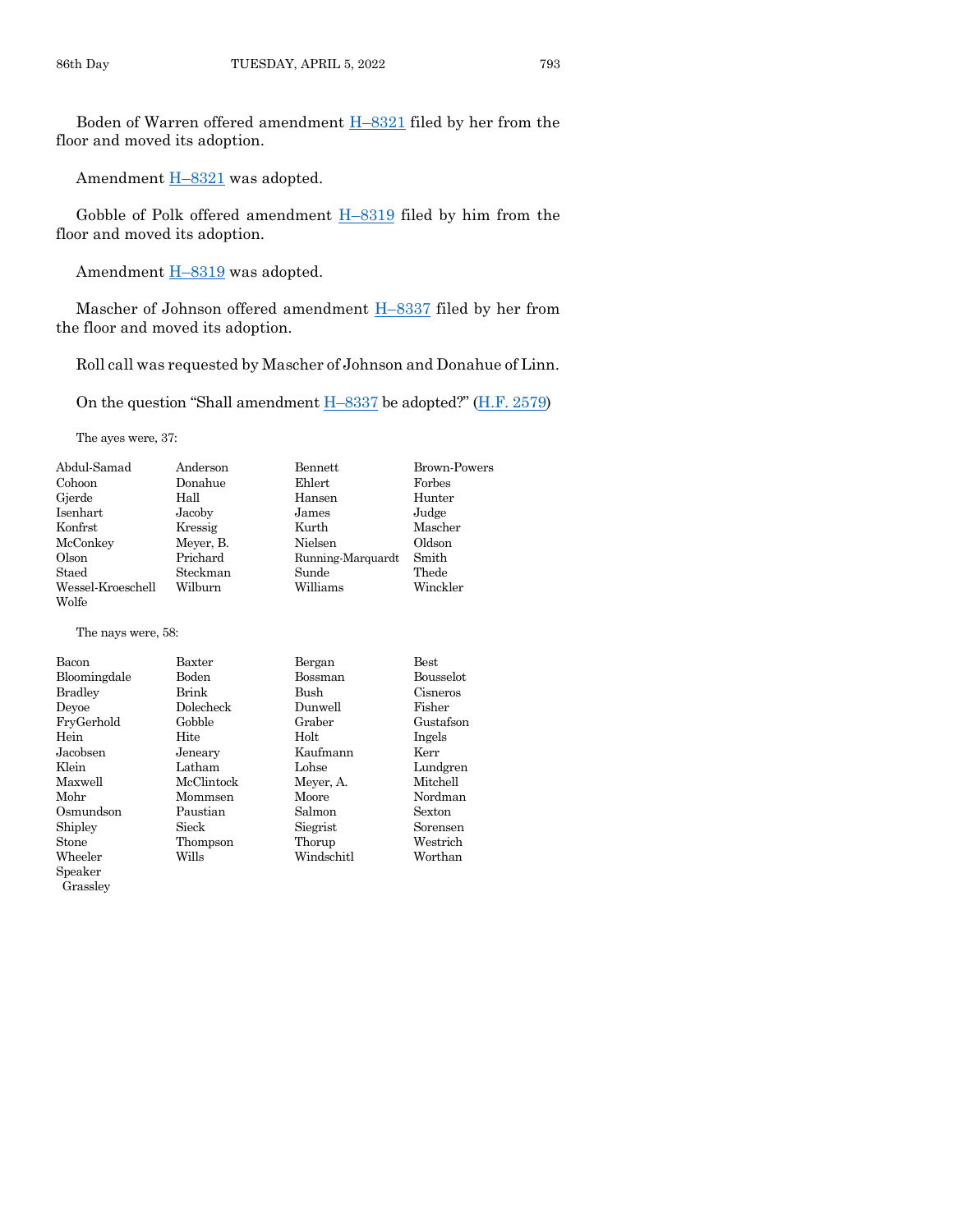Boden of Warren offered amendment H–8321 filed by her from the floor and moved its adoption.

Amendment H–8321 was adopted.

Gobble of Polk offered amendment H–8319 filed by him from the floor and moved its adoption.

Amendment H–8319 was adopted.

Mascher of Johnson offered amendment H–8337 filed by her from the floor and moved its adoption.

Roll call was requested by Mascher of Johnson and Donahue of Linn.

On the question "Shall amendment H–8337 be adopted?" (H.F. 2579)

The ayes were, 37:

| | | | |
|---|---|---|---|
| Abdul-Samad | Anderson | Bennett | Brown-Powers |
| Cohoon | Donahue | Ehlert | Forbes |
| Gjerde | Hall | Hansen | Hunter |
| Isenhart | Jacoby | James | Judge |
| Konfrst | Kressig | Kurth | Mascher |
| McConkey | Meyer, B. | Nielsen | Oldson |
| Olson | Prichard | Running-Marquardt | Smith |
| Staed | Steckman | Sunde | Thede |
| Wessel-Kroeschell | Wilburn | Williams | Winckler |
| Wolfe | | | |

The nays were, 58:

| | | | |
|---|---|---|---|
| Bacon | Baxter | Bergan | Best |
| Bloomingdale | Boden | Bossman | Bousselot |
| Bradley | Brink | Bush | Cisneros |
| Deyoe | Dolecheck | Dunwell | Fisher |
| FryGerhold | Gobble | Graber | Gustafson |
| Hein | Hite | Holt | Ingels |
| Jacobsen | Jeneary | Kaufmann | Kerr |
| Klein | Latham | Lohse | Lundgren |
| Maxwell | McClintock | Meyer, A. | Mitchell |
| Mohr | Mommsen | Moore | Nordman |
| Osmundson | Paustian | Salmon | Sexton |
| Shipley | Sieck | Siegrist | Sorensen |
| Stone | Thompson | Thorup | Westrich |
| Wheeler | Wills | Windschitl | Worthan |
| Speaker Grassley | | | |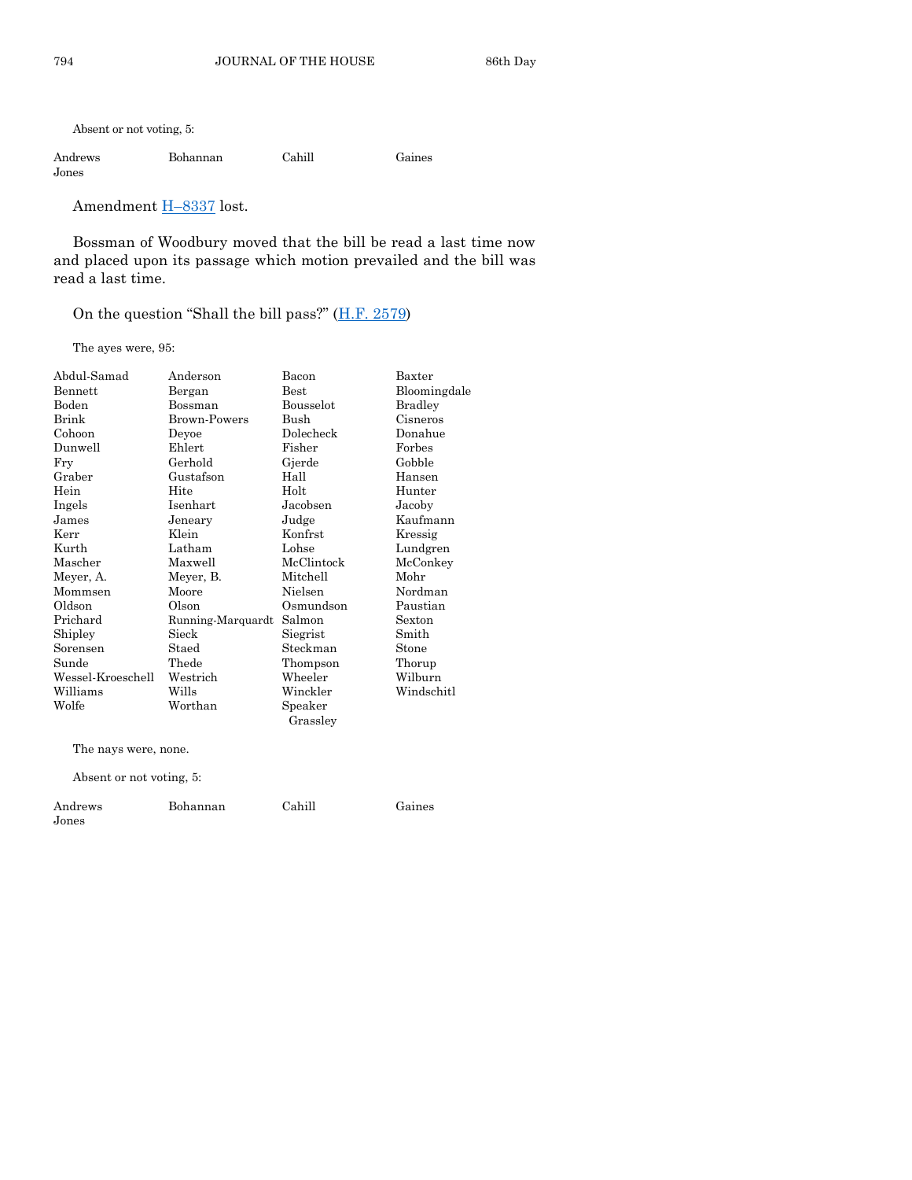Absent or not voting, 5:

| | | | |
|---|---|---|---|
| Andrews | Bohannan | Cahill | Gaines |
| Jones | | | |

Amendment H–8337 lost.

Bossman of Woodbury moved that the bill be read a last time now and placed upon its passage which motion prevailed and the bill was read a last time.

On the question "Shall the bill pass?" (H.F. 2579)

The ayes were, 95:

| | | | |
|---|---|---|---|
| Abdul-Samad | Anderson | Bacon | Baxter |
| Bennett | Bergan | Best | Bloomingdale |
| Boden | Bossman | Bousselot | Bradley |
| Brink | Brown-Powers | Bush | Cisneros |
| Cohoon | Deyoe | Dolecheck | Donahue |
| Dunwell | Ehlert | Fisher | Forbes |
| Fry | Gerhold | Gjerde | Gobble |
| Graber | Gustafson | Hall | Hansen |
| Hein | Hite | Holt | Hunter |
| Ingels | Isenhart | Jacobsen | Jacoby |
| James | Jeneary | Judge | Kaufmann |
| Kerr | Klein | Konfrst | Kressig |
| Kurth | Latham | Lohse | Lundgren |
| Mascher | Maxwell | McClintock | McConkey |
| Meyer, A. | Meyer, B. | Mitchell | Mohr |
| Mommsen | Moore | Nielsen | Nordman |
| Oldson | Olson | Osmundson | Paustian |
| Prichard | Running-Marquardt | Salmon | Sexton |
| Shipley | Sieck | Siegrist | Smith |
| Sorensen | Staed | Steckman | Stone |
| Sunde | Thede | Thompson | Thorup |
| Wessel-Kroeschell | Westrich | Wheeler | Wilburn |
| Williams | Wills | Winckler | Windschitl |
| Wolfe | Worthan | Speaker Grassley | |

The nays were, none.

Absent or not voting, 5:

| | | | |
|---|---|---|---|
| Andrews | Bohannan | Cahill | Gaines |
| Jones | | | |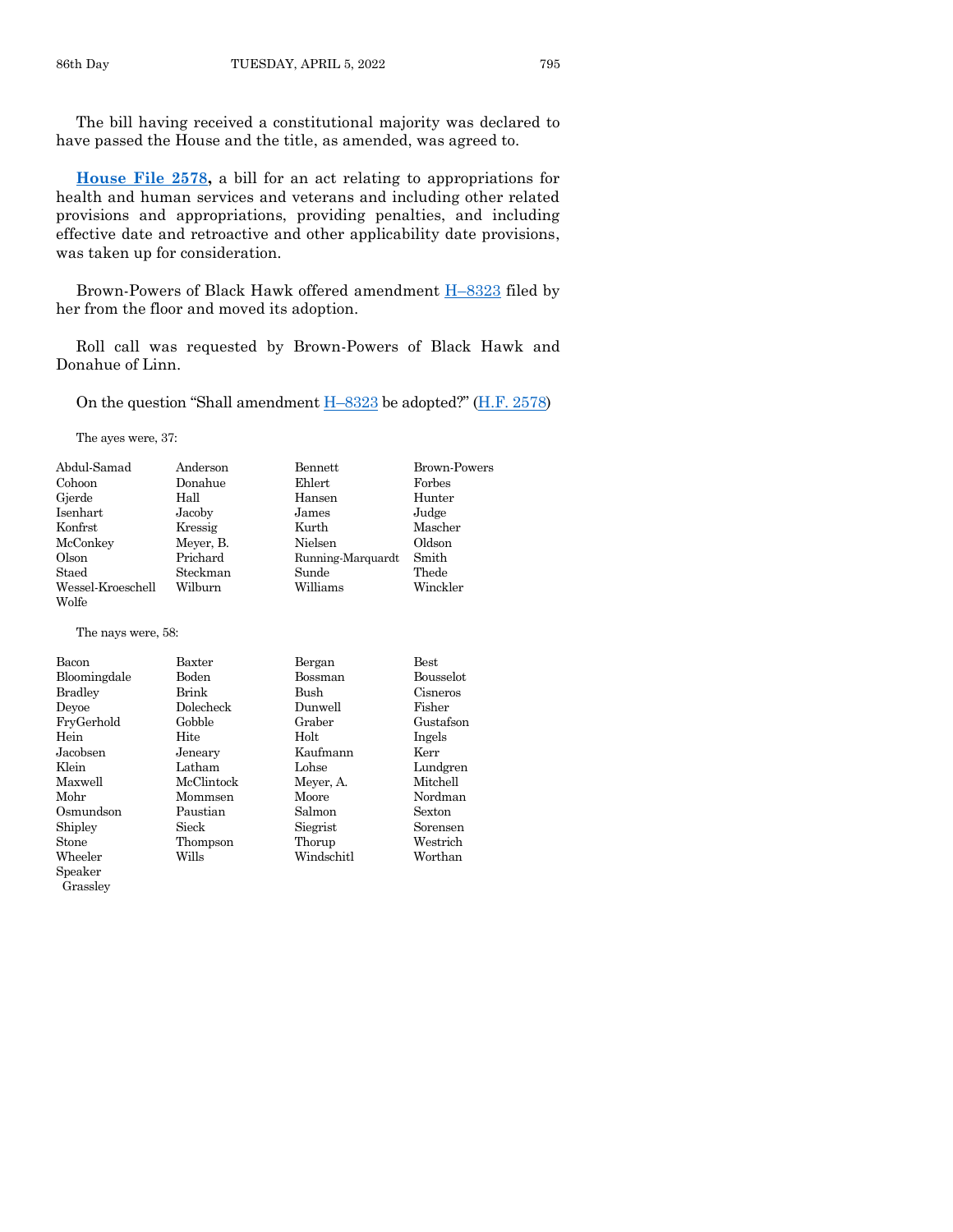The bill having received a constitutional majority was declared to have passed the House and the title, as amended, was agreed to.

**House File 2578,** a bill for an act relating to appropriations for health and human services and veterans and including other related provisions and appropriations, providing penalties, and including effective date and retroactive and other applicability date provisions, was taken up for consideration.

Brown-Powers of Black Hawk offered amendment H–8323 filed by her from the floor and moved its adoption.

Roll call was requested by Brown-Powers of Black Hawk and Donahue of Linn.

On the question "Shall amendment H–8323 be adopted?" (H.F. 2578)

The ayes were, 37:

| | | | |
|---|---|---|---|
| Abdul-Samad | Anderson | Bennett | Brown-Powers |
| Cohoon | Donahue | Ehlert | Forbes |
| Gjerde | Hall | Hansen | Hunter |
| Isenhart | Jacoby | James | Judge |
| Konfrst | Kressig | Kurth | Mascher |
| McConkey | Meyer, B. | Nielsen | Oldson |
| Olson | Prichard | Running-Marquardt | Smith |
| Staed | Steckman | Sunde | Thede |
| Wessel-Kroeschell | Wilburn | Williams | Winckler |
| Wolfe | | | |

The nays were, 58:

| | | | |
|---|---|---|---|
| Bacon | Baxter | Bergan | Best |
| Bloomingdale | Boden | Bossman | Bousselot |
| Bradley | Brink | Bush | Cisneros |
| Deyoe | Dolecheck | Dunwell | Fisher |
| FryGerhold | Gobble | Graber | Gustafson |
| Hein | Hite | Holt | Ingels |
| Jacobsen | Jeneary | Kaufmann | Kerr |
| Klein | Latham | Lohse | Lundgren |
| Maxwell | McClintock | Meyer, A. | Mitchell |
| Mohr | Mommsen | Moore | Nordman |
| Osmundson | Paustian | Salmon | Sexton |
| Shipley | Sieck | Siegrist | Sorensen |
| Stone | Thompson | Thorup | Westrich |
| Wheeler | Wills | Windschitl | Worthan |
| Speaker Grassley | | | |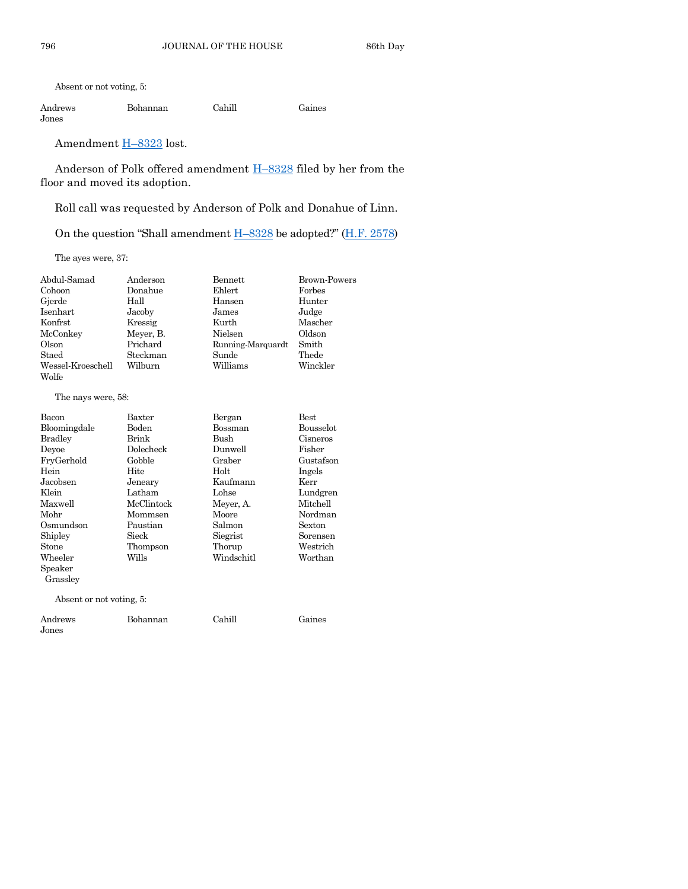Absent or not voting, 5:

| | | | |
|---|---|---|---|
| Andrews | Bohannan | Cahill | Gaines |
| Jones | | | |

Amendment H–8323 lost.

Anderson of Polk offered amendment H–8328 filed by her from the floor and moved its adoption.

Roll call was requested by Anderson of Polk and Donahue of Linn.

On the question "Shall amendment H–8328 be adopted?" (H.F. 2578)

The ayes were, 37:

| | | | |
|---|---|---|---|
| Abdul-Samad | Anderson | Bennett | Brown-Powers |
| Cohoon | Donahue | Ehlert | Forbes |
| Gjerde | Hall | Hansen | Hunter |
| Isenhart | Jacoby | James | Judge |
| Konfrst | Kressig | Kurth | Mascher |
| McConkey | Meyer, B. | Nielsen | Oldson |
| Olson | Prichard | Running-Marquardt | Smith |
| Staed | Steckman | Sunde | Thede |
| Wessel-Kroeschell | Wilburn | Williams | Winckler |
| Wolfe | | | |

The nays were, 58:

| | | | |
|---|---|---|---|
| Bacon | Baxter | Bergan | Best |
| Bloomingdale | Boden | Bossman | Bousselot |
| Bradley | Brink | Bush | Cisneros |
| Deyoe | Dolecheck | Dunwell | Fisher |
| FryGerhold | Gobble | Graber | Gustafson |
| Hein | Hite | Holt | Ingels |
| Jacobsen | Jeneary | Kaufmann | Kerr |
| Klein | Latham | Lohse | Lundgren |
| Maxwell | McClintock | Meyer, A. | Mitchell |
| Mohr | Mommsen | Moore | Nordman |
| Osmundson | Paustian | Salmon | Sexton |
| Shipley | Sieck | Siegrist | Sorensen |
| Stone | Thompson | Thorup | Westrich |
| Wheeler | Wills | Windschitl | Worthan |
| Speaker Grassley | | | |

Absent or not voting, 5:

| | | | |
|---|---|---|---|
| Andrews | Bohannan | Cahill | Gaines |
| Jones | | | |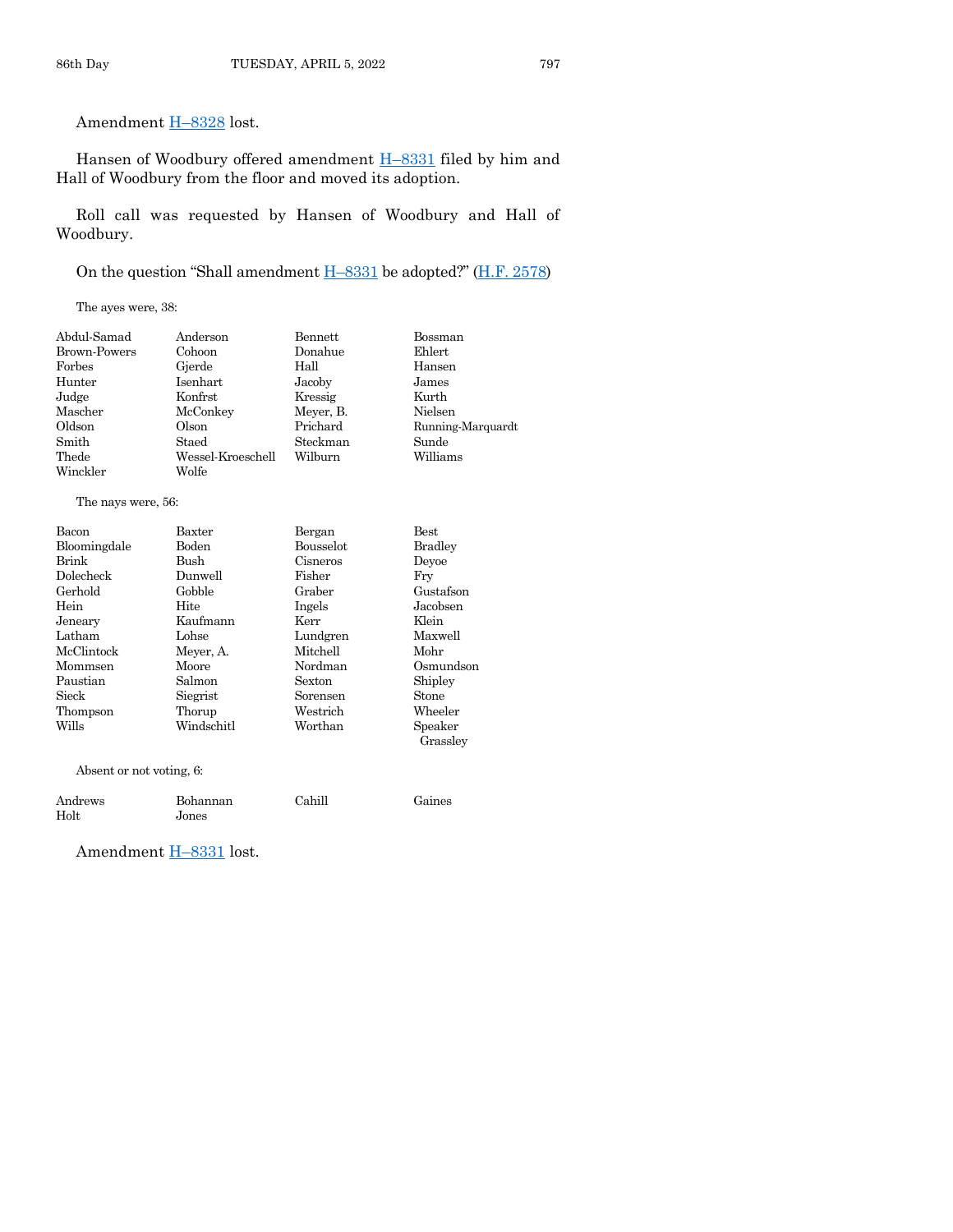Amendment H–8328 lost.

Hansen of Woodbury offered amendment H–8331 filed by him and Hall of Woodbury from the floor and moved its adoption.

Roll call was requested by Hansen of Woodbury and Hall of Woodbury.

On the question "Shall amendment H–8331 be adopted?" (H.F. 2578)

The ayes were, 38:

| | | | |
|---|---|---|---|
| Abdul-Samad | Anderson | Bennett | Bossman |
| Brown-Powers | Cohoon | Donahue | Ehlert |
| Forbes | Gjerde | Hall | Hansen |
| Hunter | Isenhart | Jacoby | James |
| Judge | Konfrst | Kressig | Kurth |
| Mascher | McConkey | Meyer, B. | Nielsen |
| Oldson | Olson | Prichard | Running-Marquardt |
| Smith | Staed | Steckman | Sunde |
| Thede | Wessel-Kroeschell | Wilburn | Williams |
| Winckler | Wolfe | | |

The nays were, 56:

| | | | |
|---|---|---|---|
| Bacon | Baxter | Bergan | Best |
| Bloomingdale | Boden | Bousselot | Bradley |
| Brink | Bush | Cisneros | Deyoe |
| Dolecheck | Dunwell | Fisher | Fry |
| Gerhold | Gobble | Graber | Gustafson |
| Hein | Hite | Ingels | Jacobsen |
| Jeneary | Kaufmann | Kerr | Klein |
| Latham | Lohse | Lundgren | Maxwell |
| McClintock | Meyer, A. | Mitchell | Mohr |
| Mommsen | Moore | Nordman | Osmundson |
| Paustian | Salmon | Sexton | Shipley |
| Sieck | Siegrist | Sorensen | Stone |
| Thompson | Thorup | Westrich | Wheeler |
| Wills | Windschitl | Worthan | Speaker Grassley |

Absent or not voting, 6:

| | | | |
|---|---|---|---|
| Andrews | Bohannan | Cahill | Gaines |
| Holt | Jones | | |

Amendment H–8331 lost.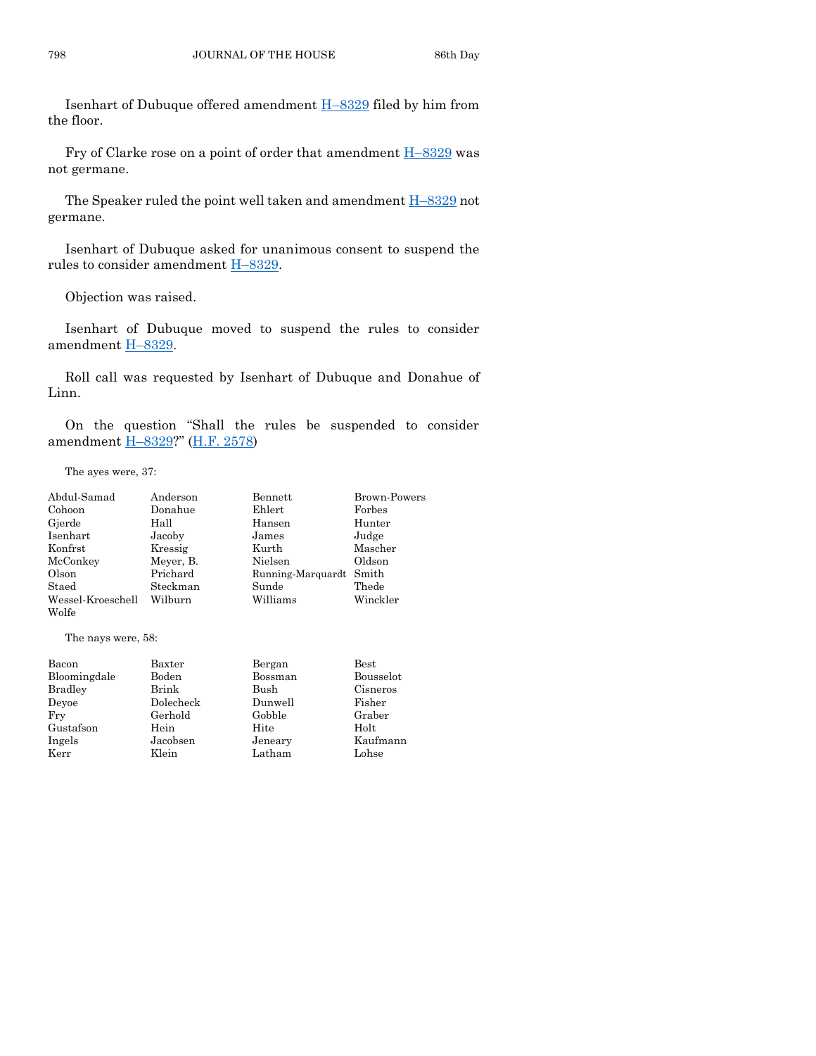Isenhart of Dubuque offered amendment H–8329 filed by him from the floor.

Fry of Clarke rose on a point of order that amendment H–8329 was not germane.

The Speaker ruled the point well taken and amendment H–8329 not germane.

Isenhart of Dubuque asked for unanimous consent to suspend the rules to consider amendment H–8329.

Objection was raised.

Isenhart of Dubuque moved to suspend the rules to consider amendment H–8329.

Roll call was requested by Isenhart of Dubuque and Donahue of Linn.

On the question "Shall the rules be suspended to consider amendment H–8329?" (H.F. 2578)

The ayes were, 37:

| | | | |
|---|---|---|---|
| Abdul-Samad | Anderson | Bennett | Brown-Powers |
| Cohoon | Donahue | Ehlert | Forbes |
| Gjerde | Hall | Hansen | Hunter |
| Isenhart | Jacoby | James | Judge |
| Konfrst | Kressig | Kurth | Mascher |
| McConkey | Meyer, B. | Nielsen | Oldson |
| Olson | Prichard | Running-Marquardt | Smith |
| Staed | Steckman | Sunde | Thede |
| Wessel-Kroeschell | Wilburn | Williams | Winckler |
| Wolfe | | | |

The nays were, 58:

| | | | |
|---|---|---|---|
| Bacon | Baxter | Bergan | Best |
| Bloomingdale | Boden | Bossman | Bousselot |
| Bradley | Brink | Bush | Cisneros |
| Deyoe | Dolecheck | Dunwell | Fisher |
| Fry | Gerhold | Gobble | Graber |
| Gustafson | Hein | Hite | Holt |
| Ingels | Jacobsen | Jeneary | Kaufmann |
| Kerr | Klein | Latham | Lohse |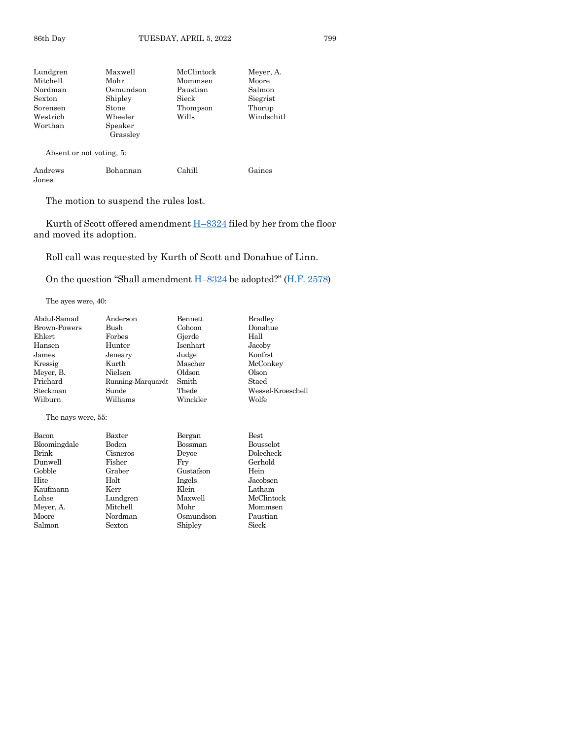| | | | |
|---|---|---|---|
| Lundgren | Maxwell | McClintock | Meyer, A. |
| Mitchell | Mohr | Mommsen | Moore |
| Nordman | Osmundson | Paustian | Salmon |
| Sexton | Shipley | Sieck | Siegrist |
| Sorensen | Stone | Thompson | Thorup |
| Westrich | Wheeler | Wills | Windschitl |
| Worthan | Speaker Grassley | | |

Absent or not voting, 5:

| | | | |
|---|---|---|---|
| Andrews | Bohannan | Cahill | Gaines |
| Jones | | | |

The motion to suspend the rules lost.

Kurth of Scott offered amendment H–8324 filed by her from the floor and moved its adoption.

Roll call was requested by Kurth of Scott and Donahue of Linn.

On the question "Shall amendment H–8324 be adopted?" (H.F. 2578)

The ayes were, 40:

| | | | |
|---|---|---|---|
| Abdul-Samad | Anderson | Bennett | Bradley |
| Brown-Powers | Bush | Cohoon | Donahue |
| Ehlert | Forbes | Gjerde | Hall |
| Hansen | Hunter | Isenhart | Jacoby |
| James | Jeneary | Judge | Konfrst |
| Kressig | Kurth | Mascher | McConkey |
| Meyer, B. | Nielsen | Oldson | Olson |
| Prichard | Running-Marquardt | Smith | Staed |
| Steckman | Sunde | Thede | Wessel-Kroeschell |
| Wilburn | Williams | Winckler | Wolfe |

The nays were, 55:

| | | | |
|---|---|---|---|
| Bacon | Baxter | Bergan | Best |
| Bloomingdale | Boden | Bossman | Bousselot |
| Brink | Cisneros | Deyoe | Dolecheck |
| Dunwell | Fisher | Fry | Gerhold |
| Gobble | Graber | Gustafson | Hein |
| Hite | Holt | Ingels | Jacobsen |
| Kaufmann | Kerr | Klein | Latham |
| Lohse | Lundgren | Maxwell | McClintock |
| Meyer, A. | Mitchell | Mohr | Mommsen |
| Moore | Nordman | Osmundson | Paustian |
| Salmon | Sexton | Shipley | Sieck |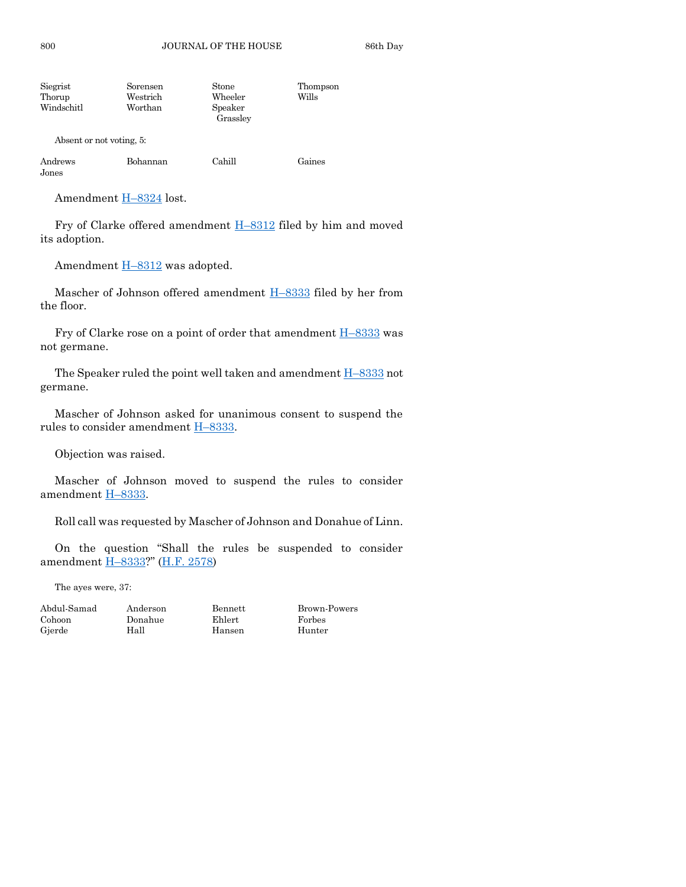| | | | |
|---|---|---|---|
| Siegrist | Sorensen | Stone | Thompson |
| Thorup | Westrich | Wheeler | Wills |
| Windschitl | Worthan | Speaker Grassley | |

Absent or not voting, 5:

| | | | |
|---|---|---|---|
| Andrews | Bohannan | Cahill | Gaines |
| Jones | | | |

Amendment H–8324 lost.

Fry of Clarke offered amendment H–8312 filed by him and moved its adoption.

Amendment H–8312 was adopted.

Mascher of Johnson offered amendment H–8333 filed by her from the floor.

Fry of Clarke rose on a point of order that amendment H–8333 was not germane.

The Speaker ruled the point well taken and amendment H–8333 not germane.

Mascher of Johnson asked for unanimous consent to suspend the rules to consider amendment H–8333.

Objection was raised.

Mascher of Johnson moved to suspend the rules to consider amendment H–8333.

Roll call was requested by Mascher of Johnson and Donahue of Linn.

On the question "Shall the rules be suspended to consider amendment H–8333?" (H.F. 2578)

The ayes were, 37:

| | | | |
|---|---|---|---|
| Abdul-Samad | Anderson | Bennett | Brown-Powers |
| Cohoon | Donahue | Ehlert | Forbes |
| Gjerde | Hall | Hansen | Hunter |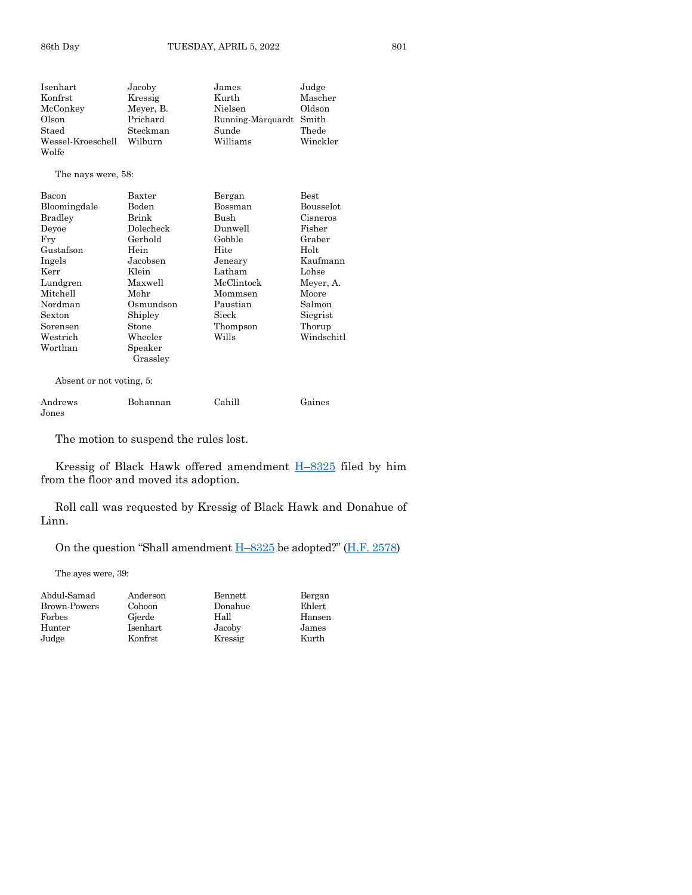| | | | |
|---|---|---|---|
| Isenhart | Jacoby | James | Judge |
| Konfrst | Kressig | Kurth | Mascher |
| McConkey | Meyer, B. | Nielsen | Oldson |
| Olson | Prichard | Running-Marquardt | Smith |
| Staed | Steckman | Sunde | Thede |
| Wessel-Kroeschell | Wilburn | Williams | Winckler |
| Wolfe | | | |

The nays were, 58:

| | | | |
|---|---|---|---|
| Bacon | Baxter | Bergan | Best |
| Bloomingdale | Boden | Bossman | Bousselot |
| Bradley | Brink | Bush | Cisneros |
| Deyoe | Dolecheck | Dunwell | Fisher |
| Fry | Gerhold | Gobble | Graber |
| Gustafson | Hein | Hite | Holt |
| Ingels | Jacobsen | Jeneary | Kaufmann |
| Kerr | Klein | Latham | Lohse |
| Lundgren | Maxwell | McClintock | Meyer, A. |
| Mitchell | Mohr | Mommsen | Moore |
| Nordman | Osmundson | Paustian | Salmon |
| Sexton | Shipley | Sieck | Siegrist |
| Sorensen | Stone | Thompson | Thorup |
| Westrich | Wheeler | Wills | Windschitl |
| Worthan | Speaker Grassley | | |

Absent or not voting, 5:

| | | | |
|---|---|---|---|
| Andrews | Bohannan | Cahill | Gaines |
| Jones | | | |

The motion to suspend the rules lost.

Kressig of Black Hawk offered amendment H–8325 filed by him from the floor and moved its adoption.

Roll call was requested by Kressig of Black Hawk and Donahue of Linn.

On the question "Shall amendment H–8325 be adopted?" (H.F. 2578)

The ayes were, 39:

| | | | |
|---|---|---|---|
| Abdul-Samad | Anderson | Bennett | Bergan |
| Brown-Powers | Cohoon | Donahue | Ehlert |
| Forbes | Gjerde | Hall | Hansen |
| Hunter | Isenhart | Jacoby | James |
| Judge | Konfrst | Kressig | Kurth |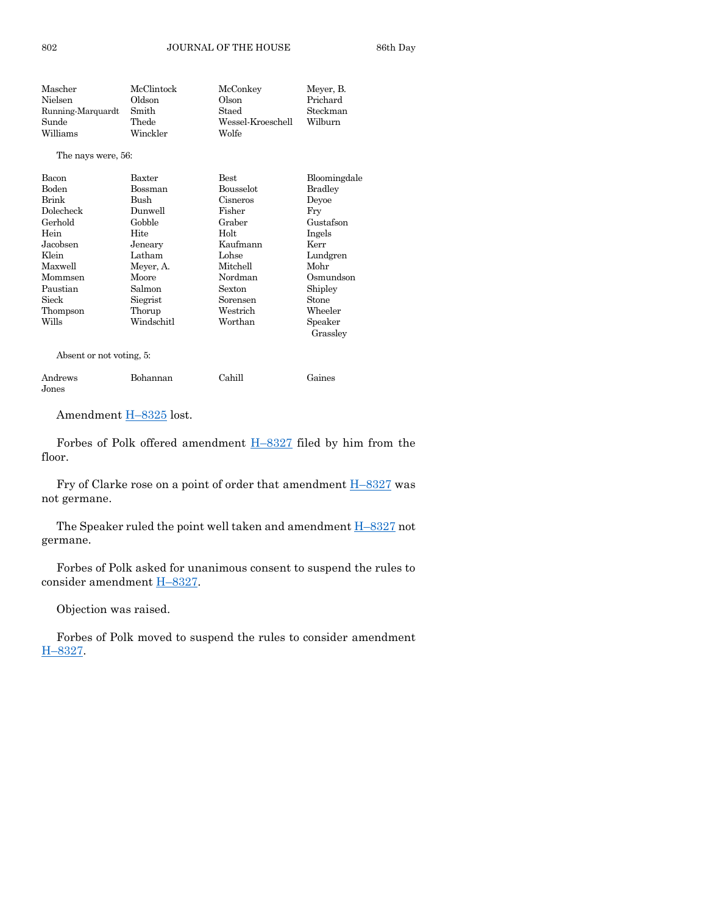| | | | |
|---|---|---|---|
| Mascher | McClintock | McConkey | Meyer, B. |
| Nielsen | Oldson | Olson | Prichard |
| Running-Marquardt | Smith | Staed | Steckman |
| Sunde | Thede | Wessel-Kroeschell | Wilburn |
| Williams | Winckler | Wolfe | |

The nays were, 56:

| | | | |
|---|---|---|---|
| Bacon | Baxter | Best | Bloomingdale |
| Boden | Bossman | Bousselot | Bradley |
| Brink | Bush | Cisneros | Deyoe |
| Dolecheck | Dunwell | Fisher | Fry |
| Gerhold | Gobble | Graber | Gustafson |
| Hein | Hite | Holt | Ingels |
| Jacobsen | Jeneary | Kaufmann | Kerr |
| Klein | Latham | Lohse | Lundgren |
| Maxwell | Meyer, A. | Mitchell | Mohr |
| Mommsen | Moore | Nordman | Osmundson |
| Paustian | Salmon | Sexton | Shipley |
| Sieck | Siegrist | Sorensen | Stone |
| Thompson | Thorup | Westrich | Wheeler |
| Wills | Windschitl | Worthan | Speaker Grassley |

Absent or not voting, 5:

| | | | |
|---|---|---|---|
| Andrews | Bohannan | Cahill | Gaines |
| Jones | | | |

Amendment H–8325 lost.

Forbes of Polk offered amendment H–8327 filed by him from the floor.

Fry of Clarke rose on a point of order that amendment H–8327 was not germane.

The Speaker ruled the point well taken and amendment H–8327 not germane.

Forbes of Polk asked for unanimous consent to suspend the rules to consider amendment H–8327.

Objection was raised.

Forbes of Polk moved to suspend the rules to consider amendment H–8327.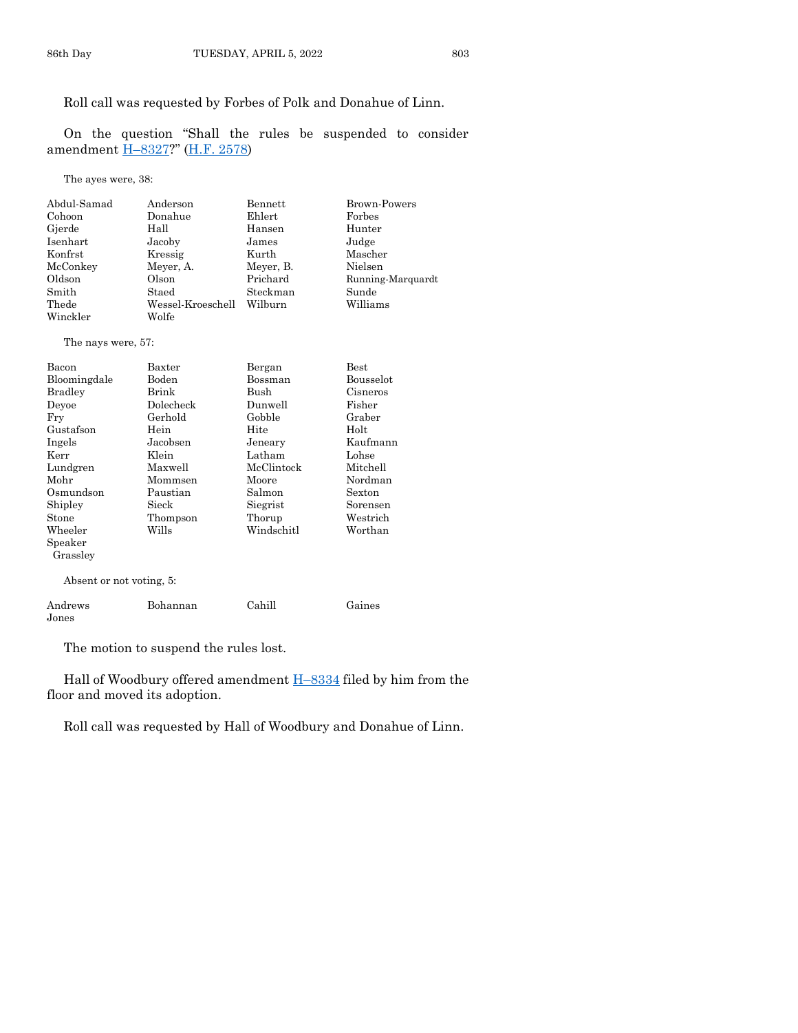Roll call was requested by Forbes of Polk and Donahue of Linn.

On the question "Shall the rules be suspended to consider amendment H–8327?" (H.F. 2578)

The ayes were, 38:

| | | | |
|---|---|---|---|
| Abdul-Samad | Anderson | Bennett | Brown-Powers |
| Cohoon | Donahue | Ehlert | Forbes |
| Gjerde | Hall | Hansen | Hunter |
| Isenhart | Jacoby | James | Judge |
| Konfrst | Kressig | Kurth | Mascher |
| McConkey | Meyer, A. | Meyer, B. | Nielsen |
| Oldson | Olson | Prichard | Running-Marquardt |
| Smith | Staed | Steckman | Sunde |
| Thede | Wessel-Kroeschell | Wilburn | Williams |
| Winckler | Wolfe | | |

The nays were, 57:

| | | | |
|---|---|---|---|
| Bacon | Baxter | Bergan | Best |
| Bloomingdale | Boden | Bossman | Bousselot |
| Bradley | Brink | Bush | Cisneros |
| Deyoe | Dolecheck | Dunwell | Fisher |
| Fry | Gerhold | Gobble | Graber |
| Gustafson | Hein | Hite | Holt |
| Ingels | Jacobsen | Jeneary | Kaufmann |
| Kerr | Klein | Latham | Lohse |
| Lundgren | Maxwell | McClintock | Mitchell |
| Mohr | Mommsen | Moore | Nordman |
| Osmundson | Paustian | Salmon | Sexton |
| Shipley | Sieck | Siegrist | Sorensen |
| Stone | Thompson | Thorup | Westrich |
| Wheeler | Wills | Windschitl | Worthan |
| Speaker Grassley | | | |

Absent or not voting, 5:

| | | | |
|---|---|---|---|
| Andrews | Bohannan | Cahill | Gaines |
| Jones | | | |

The motion to suspend the rules lost.

Hall of Woodbury offered amendment H–8334 filed by him from the floor and moved its adoption.

Roll call was requested by Hall of Woodbury and Donahue of Linn.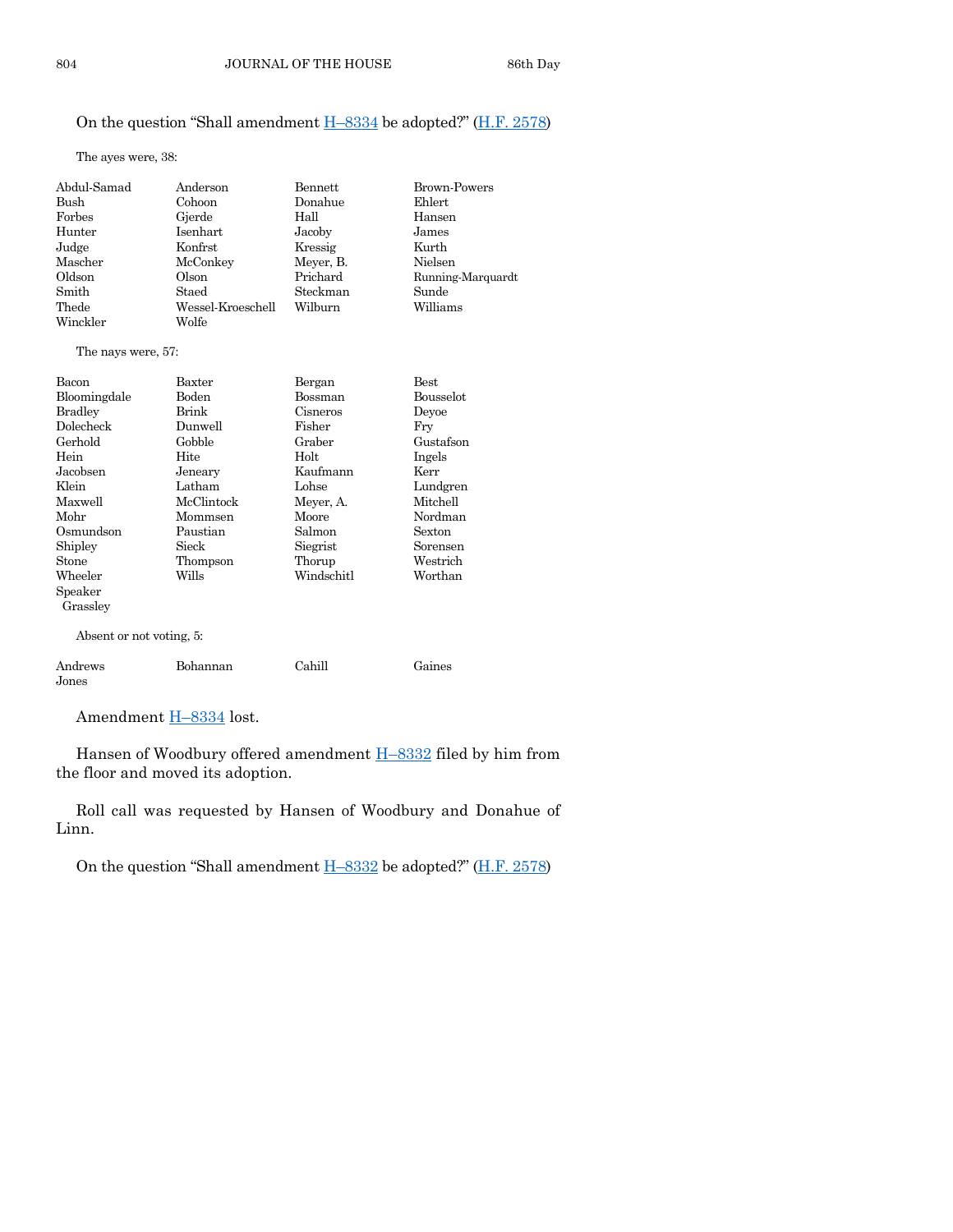On the question "Shall amendment H–8334 be adopted?" (H.F. 2578)

The ayes were, 38:

| | | | |
|---|---|---|---|
| Abdul-Samad | Anderson | Bennett | Brown-Powers |
| Bush | Cohoon | Donahue | Ehlert |
| Forbes | Gjerde | Hall | Hansen |
| Hunter | Isenhart | Jacoby | James |
| Judge | Konfrst | Kressig | Kurth |
| Mascher | McConkey | Meyer, B. | Nielsen |
| Oldson | Olson | Prichard | Running-Marquardt |
| Smith | Staed | Steckman | Sunde |
| Thede | Wessel-Kroeschell | Wilburn | Williams |
| Winckler | Wolfe | | |

The nays were, 57:

| | | | |
|---|---|---|---|
| Bacon | Baxter | Bergan | Best |
| Bloomingdale | Boden | Bossman | Bousselot |
| Bradley | Brink | Cisneros | Deyoe |
| Dolecheck | Dunwell | Fisher | Fry |
| Gerhold | Gobble | Graber | Gustafson |
| Hein | Hite | Holt | Ingels |
| Jacobsen | Jeneary | Kaufmann | Kerr |
| Klein | Latham | Lohse | Lundgren |
| Maxwell | McClintock | Meyer, A. | Mitchell |
| Mohr | Mommsen | Moore | Nordman |
| Osmundson | Paustian | Salmon | Sexton |
| Shipley | Sieck | Siegrist | Sorensen |
| Stone | Thompson | Thorup | Westrich |
| Wheeler | Wills | Windschitl | Worthan |
| Speaker Grassley | | | |

Absent or not voting, 5:

| | | | |
|---|---|---|---|
| Andrews | Bohannan | Cahill | Gaines |
| Jones | | | |

Amendment H–8334 lost.

Hansen of Woodbury offered amendment H–8332 filed by him from the floor and moved its adoption.

Roll call was requested by Hansen of Woodbury and Donahue of Linn.

On the question "Shall amendment H–8332 be adopted?" (H.F. 2578)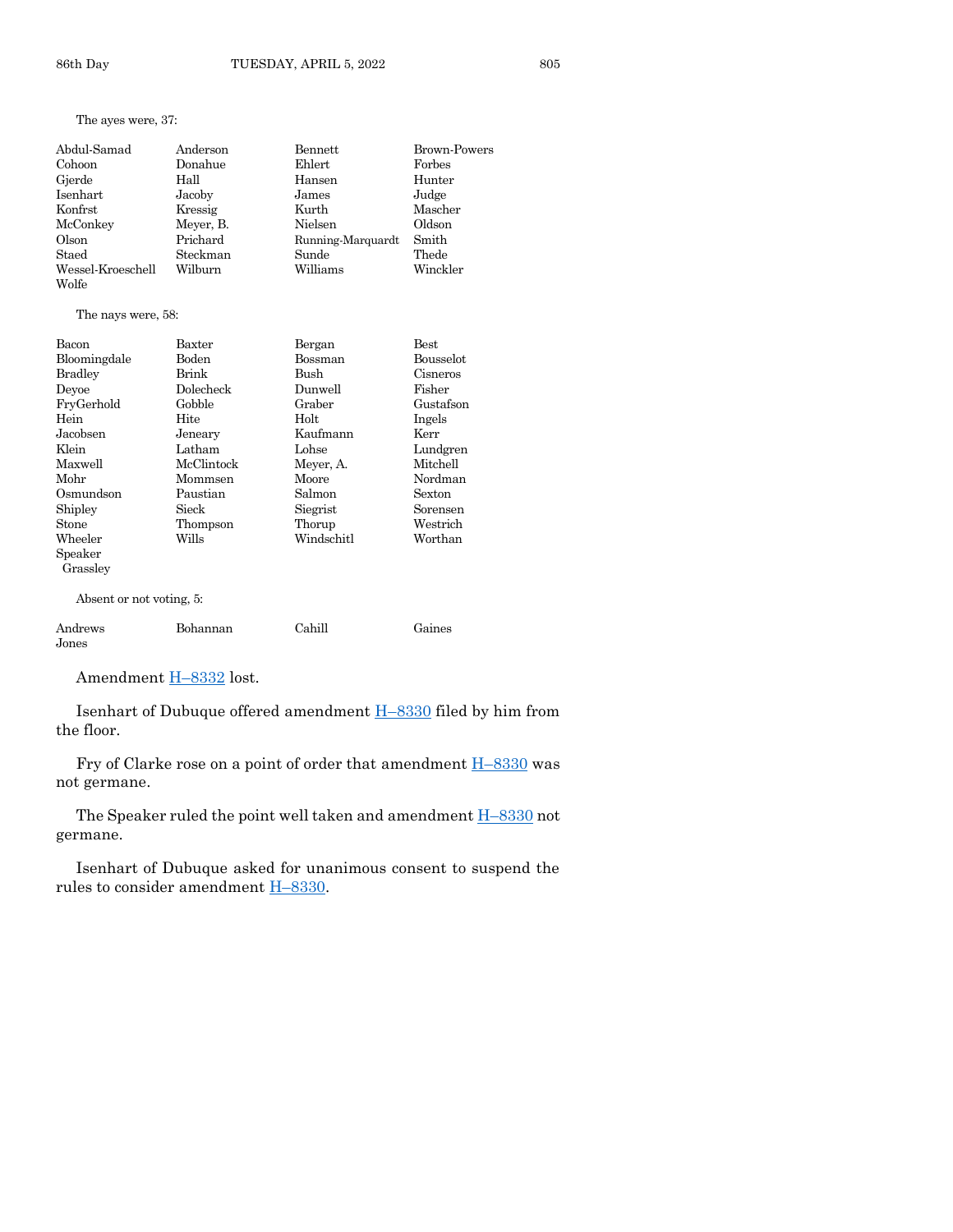The ayes were, 37:

| | | | |
|---|---|---|---|
| Abdul-Samad | Anderson | Bennett | Brown-Powers |
| Cohoon | Donahue | Ehlert | Forbes |
| Gjerde | Hall | Hansen | Hunter |
| Isenhart | Jacoby | James | Judge |
| Konfrst | Kressig | Kurth | Mascher |
| McConkey | Meyer, B. | Nielsen | Oldson |
| Olson | Prichard | Running-Marquardt | Smith |
| Staed | Steckman | Sunde | Thede |
| Wessel-Kroeschell | Wilburn | Williams | Winckler |
| Wolfe | | | |

The nays were, 58:

| | | | |
|---|---|---|---|
| Bacon | Baxter | Bergan | Best |
| Bloomingdale | Boden | Bossman | Bousselot |
| Bradley | Brink | Bush | Cisneros |
| Deyoe | Dolecheck | Dunwell | Fisher |
| FryGerhold | Gobble | Graber | Gustafson |
| Hein | Hite | Holt | Ingels |
| Jacobsen | Jeneary | Kaufmann | Kerr |
| Klein | Latham | Lohse | Lundgren |
| Maxwell | McClintock | Meyer, A. | Mitchell |
| Mohr | Mommsen | Moore | Nordman |
| Osmundson | Paustian | Salmon | Sexton |
| Shipley | Sieck | Siegrist | Sorensen |
| Stone | Thompson | Thorup | Westrich |
| Wheeler | Wills | Windschitl | Worthan |
| Speaker Grassley | | | |

Absent or not voting, 5:

| | | | |
|---|---|---|---|
| Andrews | Bohannan | Cahill | Gaines |
| Jones | | | |

Amendment H–8332 lost.

Isenhart of Dubuque offered amendment H–8330 filed by him from the floor.

Fry of Clarke rose on a point of order that amendment H–8330 was not germane.

The Speaker ruled the point well taken and amendment H–8330 not germane.

Isenhart of Dubuque asked for unanimous consent to suspend the rules to consider amendment H–8330.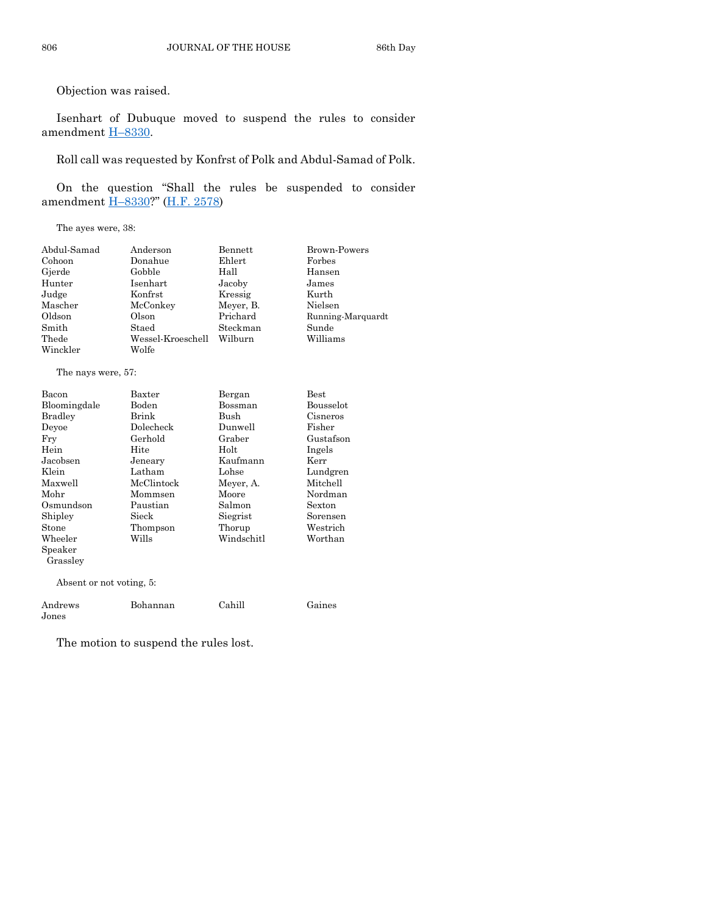Objection was raised.

Isenhart of Dubuque moved to suspend the rules to consider amendment H–8330.

Roll call was requested by Konfrst of Polk and Abdul-Samad of Polk.

On the question "Shall the rules be suspended to consider amendment H–8330?" (H.F. 2578)

The ayes were, 38:

| | | | |
|---|---|---|---|
| Abdul-Samad | Anderson | Bennett | Brown-Powers |
| Cohoon | Donahue | Ehlert | Forbes |
| Gjerde | Gobble | Hall | Hansen |
| Hunter | Isenhart | Jacoby | James |
| Judge | Konfrst | Kressig | Kurth |
| Mascher | McConkey | Meyer, B. | Nielsen |
| Oldson | Olson | Prichard | Running-Marquardt |
| Smith | Staed | Steckman | Sunde |
| Thede | Wessel-Kroeschell | Wilburn | Williams |
| Winckler | Wolfe | | |

The nays were, 57:

| | | | |
|---|---|---|---|
| Bacon | Baxter | Bergan | Best |
| Bloomingdale | Boden | Bossman | Bousselot |
| Bradley | Brink | Bush | Cisneros |
| Deyoe | Dolecheck | Dunwell | Fisher |
| Fry | Gerhold | Graber | Gustafson |
| Hein | Hite | Holt | Ingels |
| Jacobsen | Jeneary | Kaufmann | Kerr |
| Klein | Latham | Lohse | Lundgren |
| Maxwell | McClintock | Meyer, A. | Mitchell |
| Mohr | Mommsen | Moore | Nordman |
| Osmundson | Paustian | Salmon | Sexton |
| Shipley | Sieck | Siegrist | Sorensen |
| Stone | Thompson | Thorup | Westrich |
| Wheeler | Wills | Windschitl | Worthan |
| Speaker Grassley | | | |

Absent or not voting, 5:

| | | | |
|---|---|---|---|
| Andrews | Bohannan | Cahill | Gaines |
| Jones | | | |

The motion to suspend the rules lost.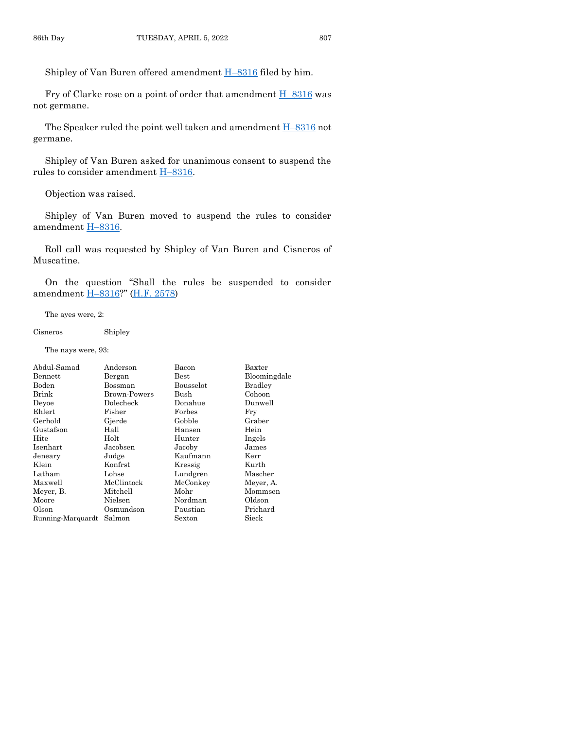Shipley of Van Buren offered amendment H–8316 filed by him.

Fry of Clarke rose on a point of order that amendment H–8316 was not germane.

The Speaker ruled the point well taken and amendment H–8316 not germane.

Shipley of Van Buren asked for unanimous consent to suspend the rules to consider amendment H–8316.

Objection was raised.

Shipley of Van Buren moved to suspend the rules to consider amendment H–8316.

Roll call was requested by Shipley of Van Buren and Cisneros of Muscatine.

On the question "Shall the rules be suspended to consider amendment H–8316?" (H.F. 2578)

The ayes were, 2:

| | |
|---|---|
| Cisneros | Shipley |

The nays were, 93:

| | | | |
|---|---|---|---|
| Abdul-Samad | Anderson | Bacon | Baxter |
| Bennett | Bergan | Best | Bloomingdale |
| Boden | Bossman | Bousselot | Bradley |
| Brink | Brown-Powers | Bush | Cohoon |
| Deyoe | Dolecheck | Donahue | Dunwell |
| Ehlert | Fisher | Forbes | Fry |
| Gerhold | Gjerde | Gobble | Graber |
| Gustafson | Hall | Hansen | Hein |
| Hite | Holt | Hunter | Ingels |
| Isenhart | Jacobsen | Jacoby | James |
| Jeneary | Judge | Kaufmann | Kerr |
| Klein | Konfrst | Kressig | Kurth |
| Latham | Lohse | Lundgren | Mascher |
| Maxwell | McClintock | McConkey | Meyer, A. |
| Meyer, B. | Mitchell | Mohr | Mommsen |
| Moore | Nielsen | Nordman | Oldson |
| Olson | Osmundson | Paustian | Prichard |
| Running-Marquardt | Salmon | Sexton | Sieck |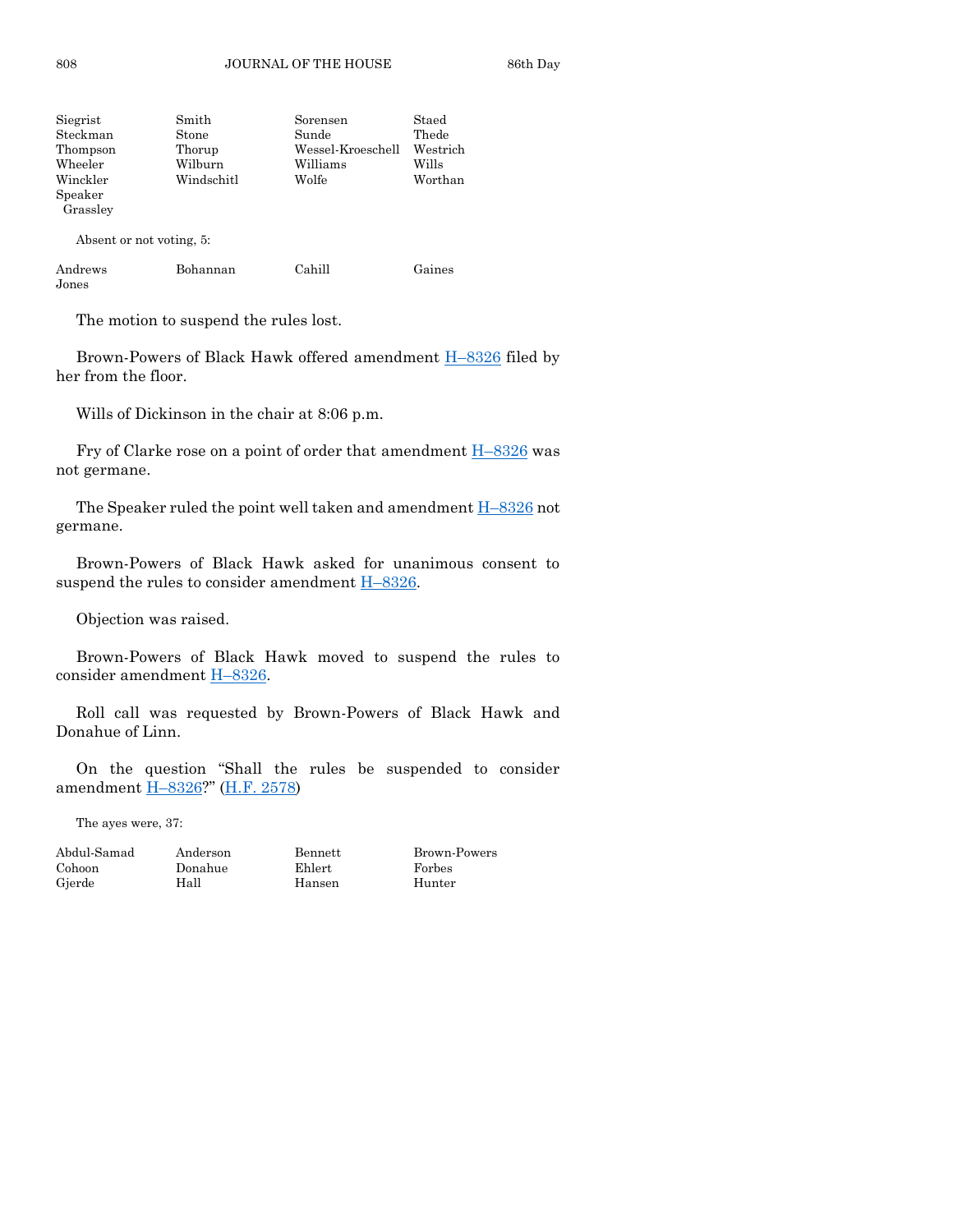| | | | |
|---|---|---|---|
| Siegrist | Smith | Sorensen | Staed |
| Steckman | Stone | Sunde | Thede |
| Thompson | Thorup | Wessel-Kroeschell | Westrich |
| Wheeler | Wilburn | Williams | Wills |
| Winckler | Windschitl | Wolfe | Worthan |
| Speaker Grassley | | | |

Absent or not voting, 5:

| | | | |
|---|---|---|---|
| Andrews | Bohannan | Cahill | Gaines |
| Jones | | | |

The motion to suspend the rules lost.

Brown-Powers of Black Hawk offered amendment H–8326 filed by her from the floor.

Wills of Dickinson in the chair at 8:06 p.m.

Fry of Clarke rose on a point of order that amendment H–8326 was not germane.

The Speaker ruled the point well taken and amendment H–8326 not germane.

Brown-Powers of Black Hawk asked for unanimous consent to suspend the rules to consider amendment H–8326.

Objection was raised.

Brown-Powers of Black Hawk moved to suspend the rules to consider amendment H–8326.

Roll call was requested by Brown-Powers of Black Hawk and Donahue of Linn.

On the question "Shall the rules be suspended to consider amendment H–8326?" (H.F. 2578)

The ayes were, 37:

| | | | |
|---|---|---|---|
| Abdul-Samad | Anderson | Bennett | Brown-Powers |
| Cohoon | Donahue | Ehlert | Forbes |
| Gjerde | Hall | Hansen | Hunter |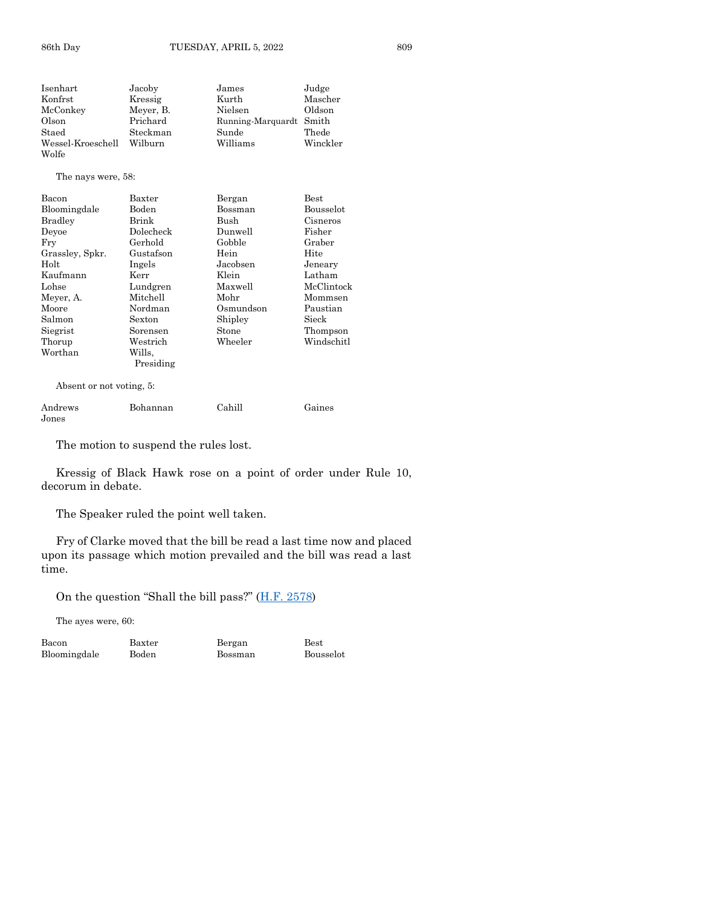| | | | |
|---|---|---|---|
| Isenhart | Jacoby | James | Judge |
| Konfrst | Kressig | Kurth | Mascher |
| McConkey | Meyer, B. | Nielsen | Oldson |
| Olson | Prichard | Running-Marquardt | Smith |
| Staed | Steckman | Sunde | Thede |
| Wessel-Kroeschell | Wilburn | Williams | Winckler |
| Wolfe | | | |

The nays were, 58:

| | | | |
|---|---|---|---|
| Bacon | Baxter | Bergan | Best |
| Bloomingdale | Boden | Bossman | Bousselot |
| Bradley | Brink | Bush | Cisneros |
| Deyoe | Dolecheck | Dunwell | Fisher |
| Fry | Gerhold | Gobble | Graber |
| Grassley, Spkr. | Gustafson | Hein | Hite |
| Holt | Ingels | Jacobsen | Jeneary |
| Kaufmann | Kerr | Klein | Latham |
| Lohse | Lundgren | Maxwell | McClintock |
| Meyer, A. | Mitchell | Mohr | Mommsen |
| Moore | Nordman | Osmundson | Paustian |
| Salmon | Sexton | Shipley | Sieck |
| Siegrist | Sorensen | Stone | Thompson |
| Thorup | Westrich | Wheeler | Windschitl |
| Worthan | Wills, Presiding | | |

Absent or not voting, 5:

| | | | |
|---|---|---|---|
| Andrews | Bohannan | Cahill | Gaines |
| Jones | | | |

The motion to suspend the rules lost.

Kressig of Black Hawk rose on a point of order under Rule 10, decorum in debate.

The Speaker ruled the point well taken.

Fry of Clarke moved that the bill be read a last time now and placed upon its passage which motion prevailed and the bill was read a last time.

On the question "Shall the bill pass?" (H.F. 2578)

The ayes were, 60:

| | | | |
|---|---|---|---|
| Bacon | Baxter | Bergan | Best |
| Bloomingdale | Boden | Bossman | Bousselot |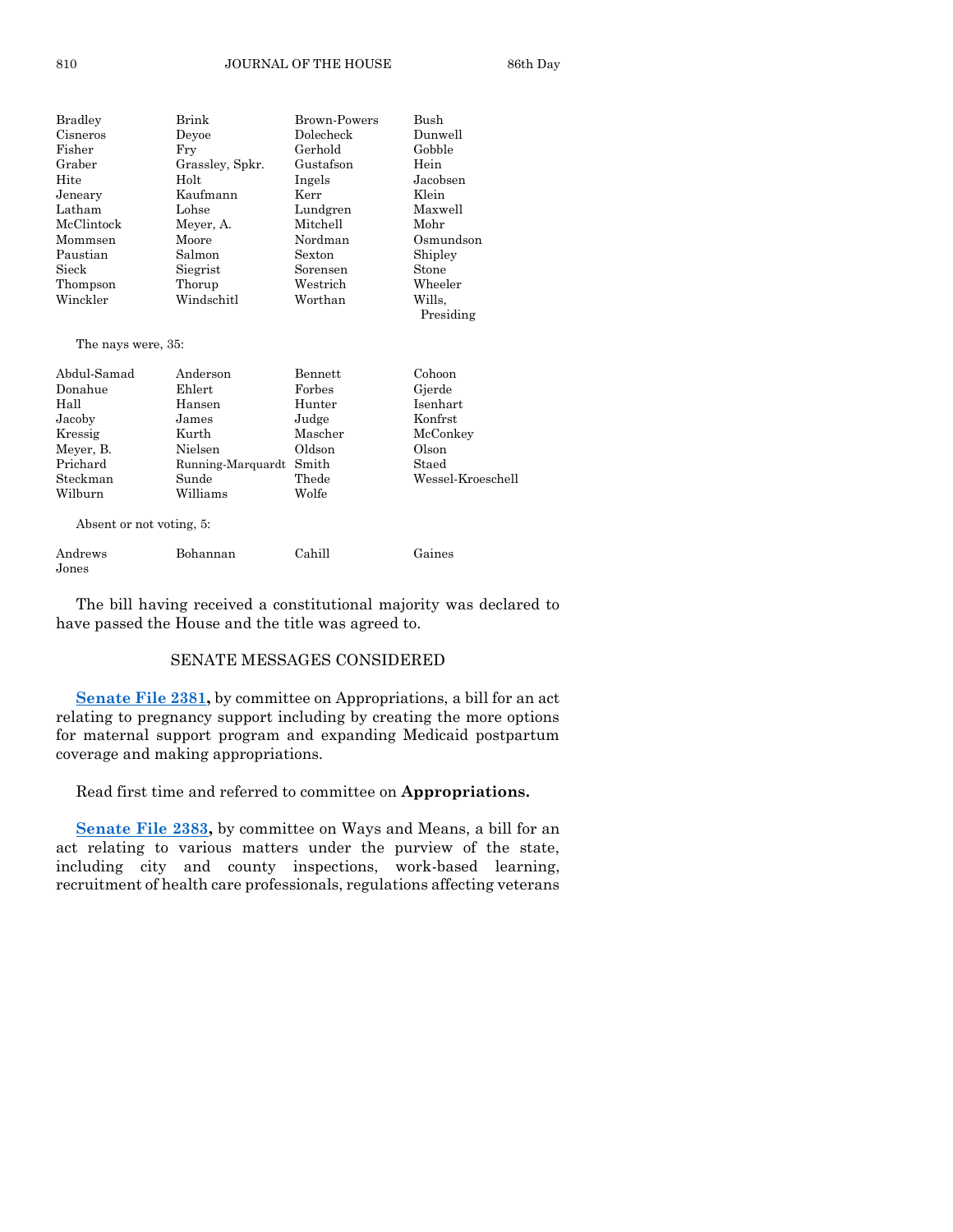| | | | |
|---|---|---|---|
| Bradley | Brink | Brown-Powers | Bush |
| Cisneros | Deyoe | Dolecheck | Dunwell |
| Fisher | Fry | Gerhold | Gobble |
| Graber | Grassley, Spkr. | Gustafson | Hein |
| Hite | Holt | Ingels | Jacobsen |
| Jeneary | Kaufmann | Kerr | Klein |
| Latham | Lohse | Lundgren | Maxwell |
| McClintock | Meyer, A. | Mitchell | Mohr |
| Mommsen | Moore | Nordman | Osmundson |
| Paustian | Salmon | Sexton | Shipley |
| Sieck | Siegrist | Sorensen | Stone |
| Thompson | Thorup | Westrich | Wheeler |
| Winckler | Windschitl | Worthan | Wills, Presiding |

The nays were, 35:

| | | | |
|---|---|---|---|
| Abdul-Samad | Anderson | Bennett | Cohoon |
| Donahue | Ehlert | Forbes | Gjerde |
| Hall | Hansen | Hunter | Isenhart |
| Jacoby | James | Judge | Konfrst |
| Kressig | Kurth | Mascher | McConkey |
| Meyer, B. | Nielsen | Oldson | Olson |
| Prichard | Running-Marquardt | Smith | Staed |
| Steckman | Sunde | Thede | Wessel-Kroeschell |
| Wilburn | Williams | Wolfe | |

Absent or not voting, 5:

| | | | |
|---|---|---|---|
| Andrews | Bohannan | Cahill | Gaines |
| Jones | | | |

The bill having received a constitutional majority was declared to have passed the House and the title was agreed to.

## SENATE MESSAGES CONSIDERED

**Senate File 2381,** by committee on Appropriations, a bill for an act relating to pregnancy support including by creating the more options for maternal support program and expanding Medicaid postpartum coverage and making appropriations.

Read first time and referred to committee on **Appropriations.**

**Senate File 2383,** by committee on Ways and Means, a bill for an act relating to various matters under the purview of the state, including city and county inspections, work-based learning, recruitment of health care professionals, regulations affecting veterans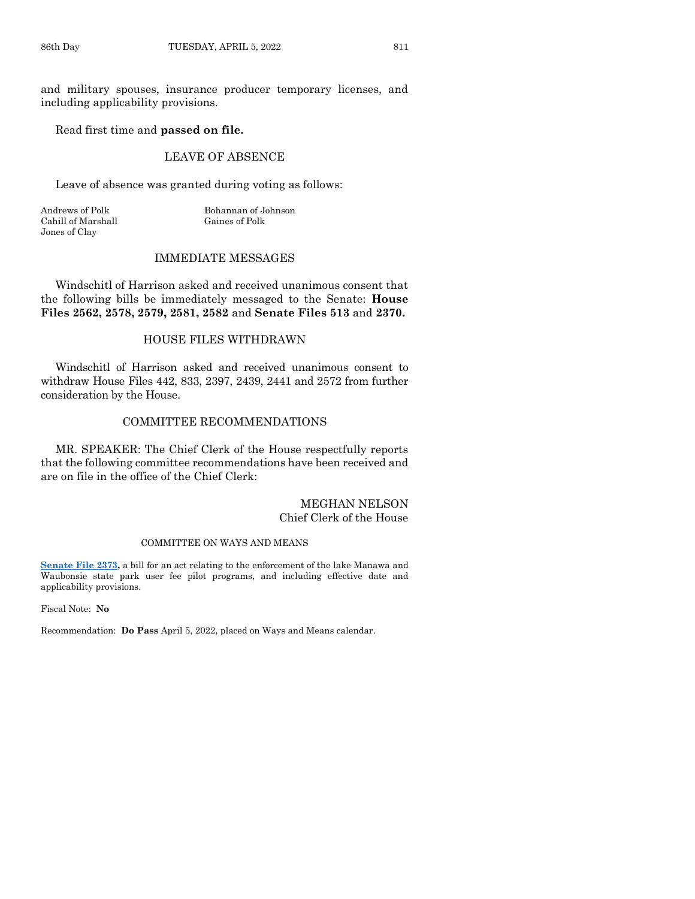and military spouses, insurance producer temporary licenses, and including applicability provisions.

Read first time and **passed on file.**

## LEAVE OF ABSENCE

Leave of absence was granted during voting as follows:

| | |
|---|---|
| Andrews of Polk | Bohannan of Johnson |
| Cahill of Marshall | Gaines of Polk |
| Jones of Clay | |

## IMMEDIATE MESSAGES

Windschitl of Harrison asked and received unanimous consent that the following bills be immediately messaged to the Senate: **House Files 2562, 2578, 2579, 2581, 2582** and **Senate Files 513** and **2370.**

## HOUSE FILES WITHDRAWN

Windschitl of Harrison asked and received unanimous consent to withdraw House Files 442, 833, 2397, 2439, 2441 and 2572 from further consideration by the House.

## COMMITTEE RECOMMENDATIONS

MR. SPEAKER: The Chief Clerk of the House respectfully reports that the following committee recommendations have been received and are on file in the office of the Chief Clerk:

MEGHAN NELSON
Chief Clerk of the House

### COMMITTEE ON WAYS AND MEANS

**Senate File 2373,** a bill for an act relating to the enforcement of the lake Manawa and Waubonsie state park user fee pilot programs, and including effective date and applicability provisions.

Fiscal Note: **No**

Recommendation: **Do Pass** April 5, 2022, placed on Ways and Means calendar.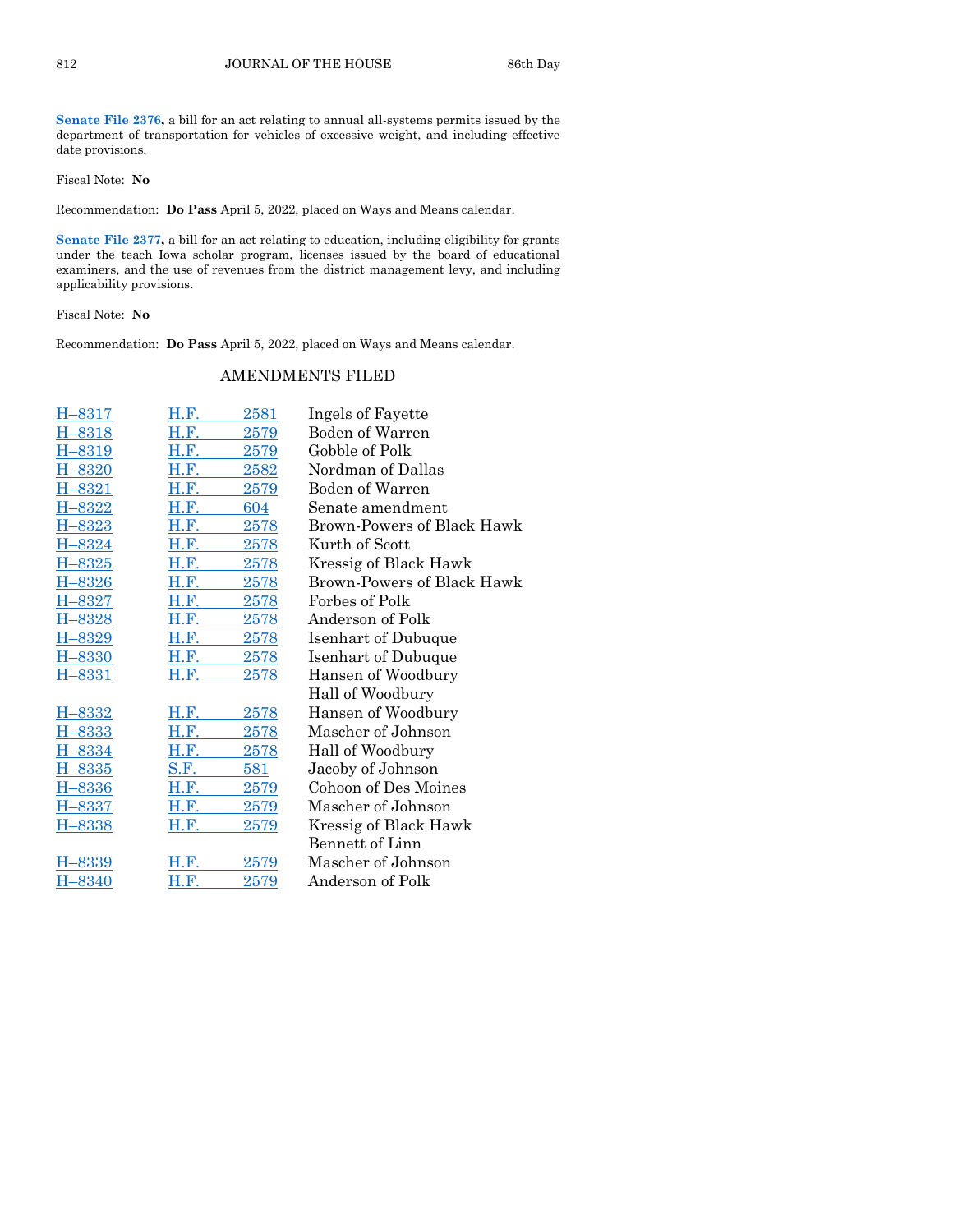**Senate File 2376,** a bill for an act relating to annual all-systems permits issued by the department of transportation for vehicles of excessive weight, and including effective date provisions.

Fiscal Note: **No**

Recommendation: **Do Pass** April 5, 2022, placed on Ways and Means calendar.

**Senate File 2377,** a bill for an act relating to education, including eligibility for grants under the teach Iowa scholar program, licenses issued by the board of educational examiners, and the use of revenues from the district management levy, and including applicability provisions.

Fiscal Note: **No**

Recommendation: **Do Pass** April 5, 2022, placed on Ways and Means calendar.

## AMENDMENTS FILED

| | | |
|---|---|---|
| H–8317 | H.F. 2581 | Ingels of Fayette |
| H–8318 | H.F. 2579 | Boden of Warren |
| H–8319 | H.F. 2579 | Gobble of Polk |
| H–8320 | H.F. 2582 | Nordman of Dallas |
| H–8321 | H.F. 2579 | Boden of Warren |
| H–8322 | H.F. 604 | Senate amendment |
| H–8323 | H.F. 2578 | Brown-Powers of Black Hawk |
| H–8324 | H.F. 2578 | Kurth of Scott |
| H–8325 | H.F. 2578 | Kressig of Black Hawk |
| H–8326 | H.F. 2578 | Brown-Powers of Black Hawk |
| H–8327 | H.F. 2578 | Forbes of Polk |
| H–8328 | H.F. 2578 | Anderson of Polk |
| H–8329 | H.F. 2578 | Isenhart of Dubuque |
| H–8330 | H.F. 2578 | Isenhart of Dubuque |
| H–8331 | H.F. 2578 | Hansen of Woodbury<br>Hall of Woodbury |
| H–8332 | H.F. 2578 | Hansen of Woodbury |
| H–8333 | H.F. 2578 | Mascher of Johnson |
| H–8334 | H.F. 2578 | Hall of Woodbury |
| H–8335 | S.F. 581 | Jacoby of Johnson |
| H–8336 | H.F. 2579 | Cohoon of Des Moines |
| H–8337 | H.F. 2579 | Mascher of Johnson |
| H–8338 | H.F. 2579 | Kressig of Black Hawk<br>Bennett of Linn |
| H–8339 | H.F. 2579 | Mascher of Johnson |
| H–8340 | H.F. 2579 | Anderson of Polk |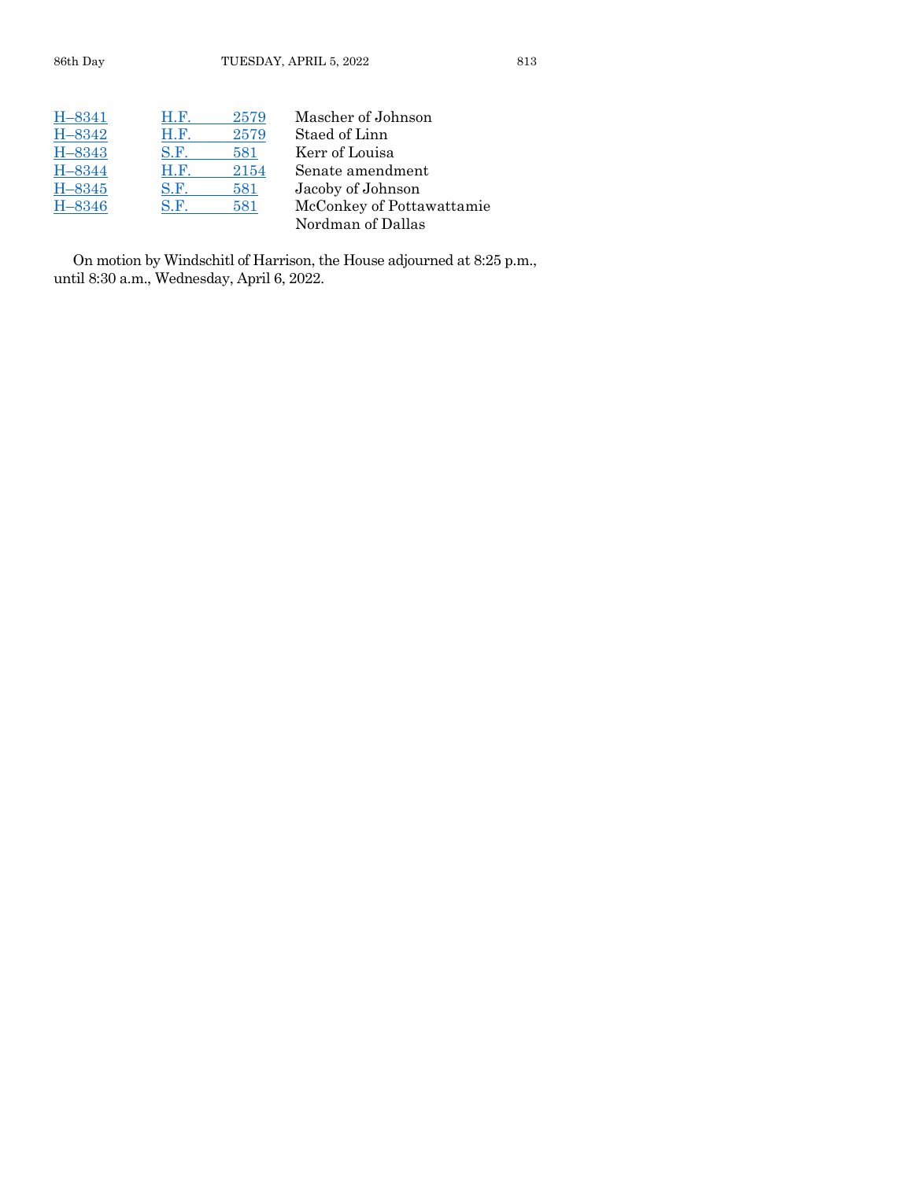| | | |
|---|---|---|
| H–8341 | H.F. 2579 | Mascher of Johnson |
| H–8342 | H.F. 2579 | Staed of Linn |
| H–8343 | S.F. 581 | Kerr of Louisa |
| H–8344 | H.F. 2154 | Senate amendment |
| H–8345 | S.F. 581 | Jacoby of Johnson |
| H–8346 | S.F. 581 | McConkey of Pottawattamie<br>Nordman of Dallas |

On motion by Windschitl of Harrison, the House adjourned at 8:25 p.m., until 8:30 a.m., Wednesday, April 6, 2022.